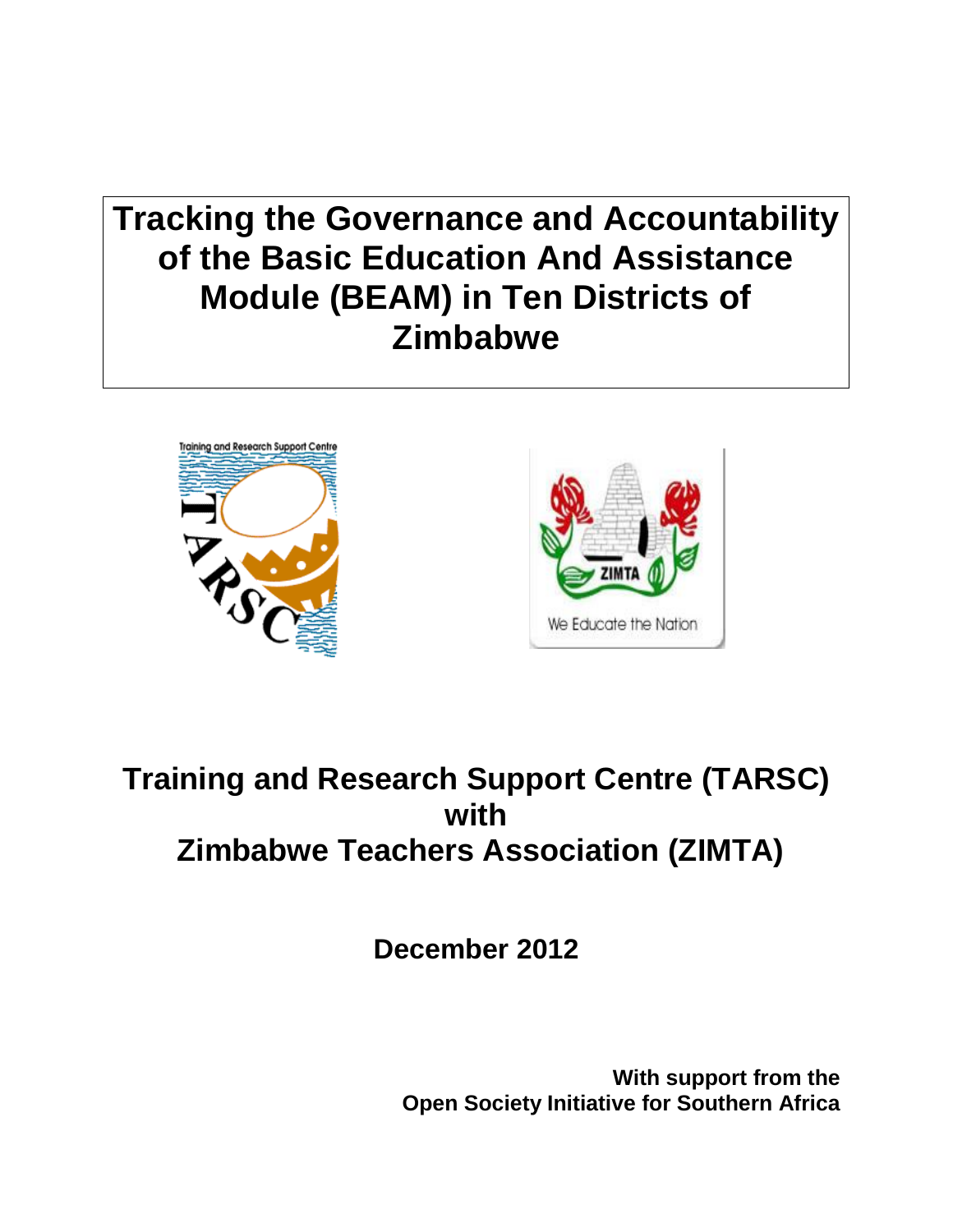# Tracking the Governance and Accountability of the Basic Education And Assistance Module (BEAM) in Ten Districts of Zimbabwe

## Training and Research Support Centre (TARSC) with Zimbabwe Teachers Association (ZIMTA)

**December 2012**

**With support from the Open Society Initiative for Southern Africa**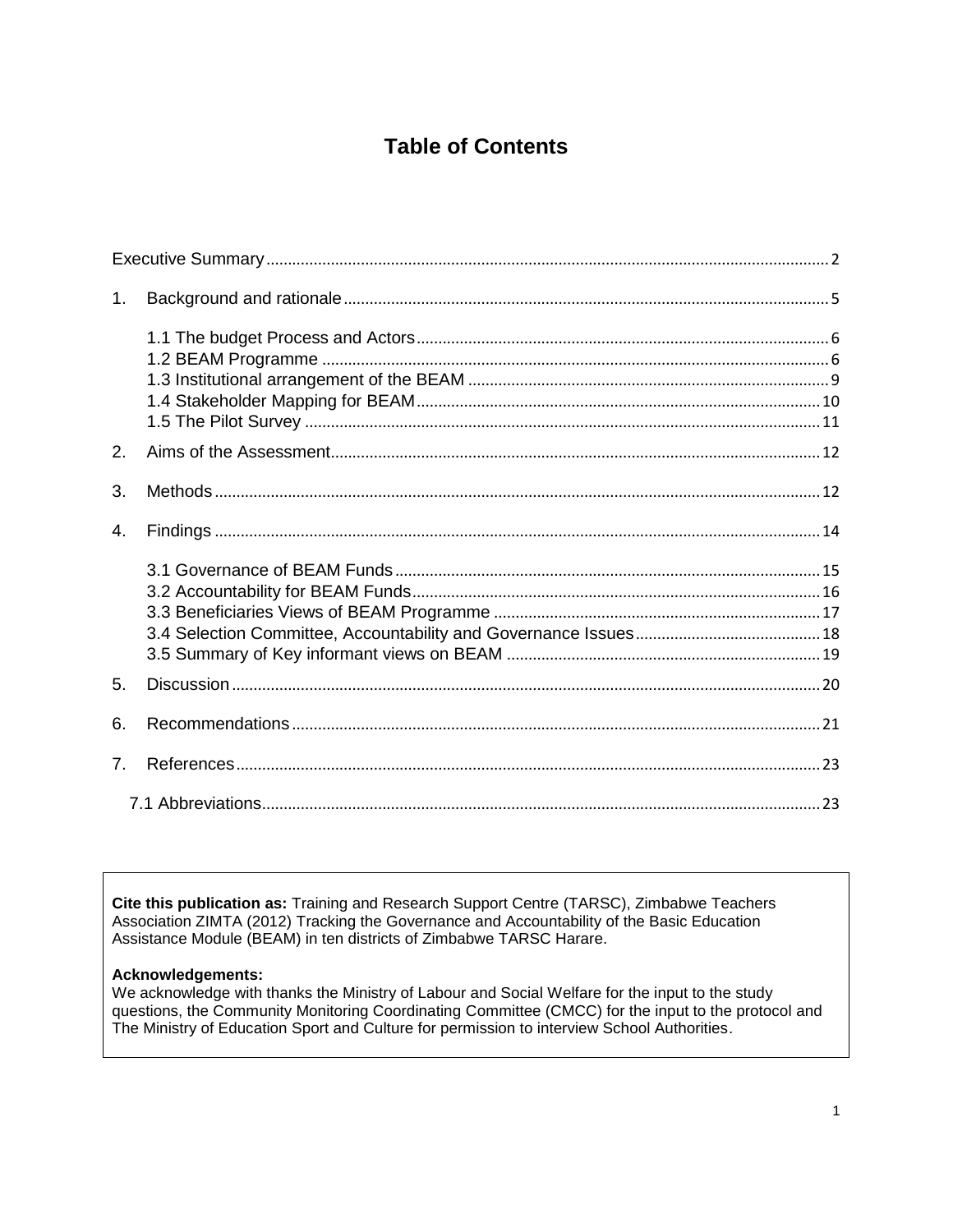# Table of Contents

Executive Summary ........................................................ 2

1. Background and rationale ........................................................ 5
    - 1.1 The budget Process and Actors ........................................................ 6
    - 1.2 BEAM Programme ........................................................ 6
    - 1.3 Institutional arrangement of the BEAM ........................................................ 9
    - 1.4 Stakeholder Mapping for BEAM ........................................................ 10
    - 1.5 The Pilot Survey ........................................................ 11
2. Aims of the Assessment ........................................................ 12
3. Methods ........................................................ 12
4. Findings ........................................................ 14
    - 3.1 Governance of BEAM Funds ........................................................ 15
    - 3.2 Accountability for BEAM Funds ........................................................ 16
    - 3.3 Beneficiaries Views of BEAM Programme ........................................................ 17
    - 3.4 Selection Committee, Accountability and Governance Issues ........................................................ 18
    - 3.5 Summary of Key informant views on BEAM ........................................................ 19
5. Discussion ........................................................ 20
6. Recommendations ........................................................ 21
7. References ........................................................ 23
    - 7.1 Abbreviations ........................................................ 23

**Cite this publication as:** Training and Research Support Centre (TARSC), Zimbabwe Teachers Association ZIMTA (2012) Tracking the Governance and Accountability of the Basic Education Assistance Module (BEAM) in ten districts of Zimbabwe TARSC Harare.

**Acknowledgements:**
We acknowledge with thanks the Ministry of Labour and Social Welfare for the input to the study questions, the Community Monitoring Coordinating Committee (CMCC) for the input to the protocol and The Ministry of Education Sport and Culture for permission to interview School Authorities.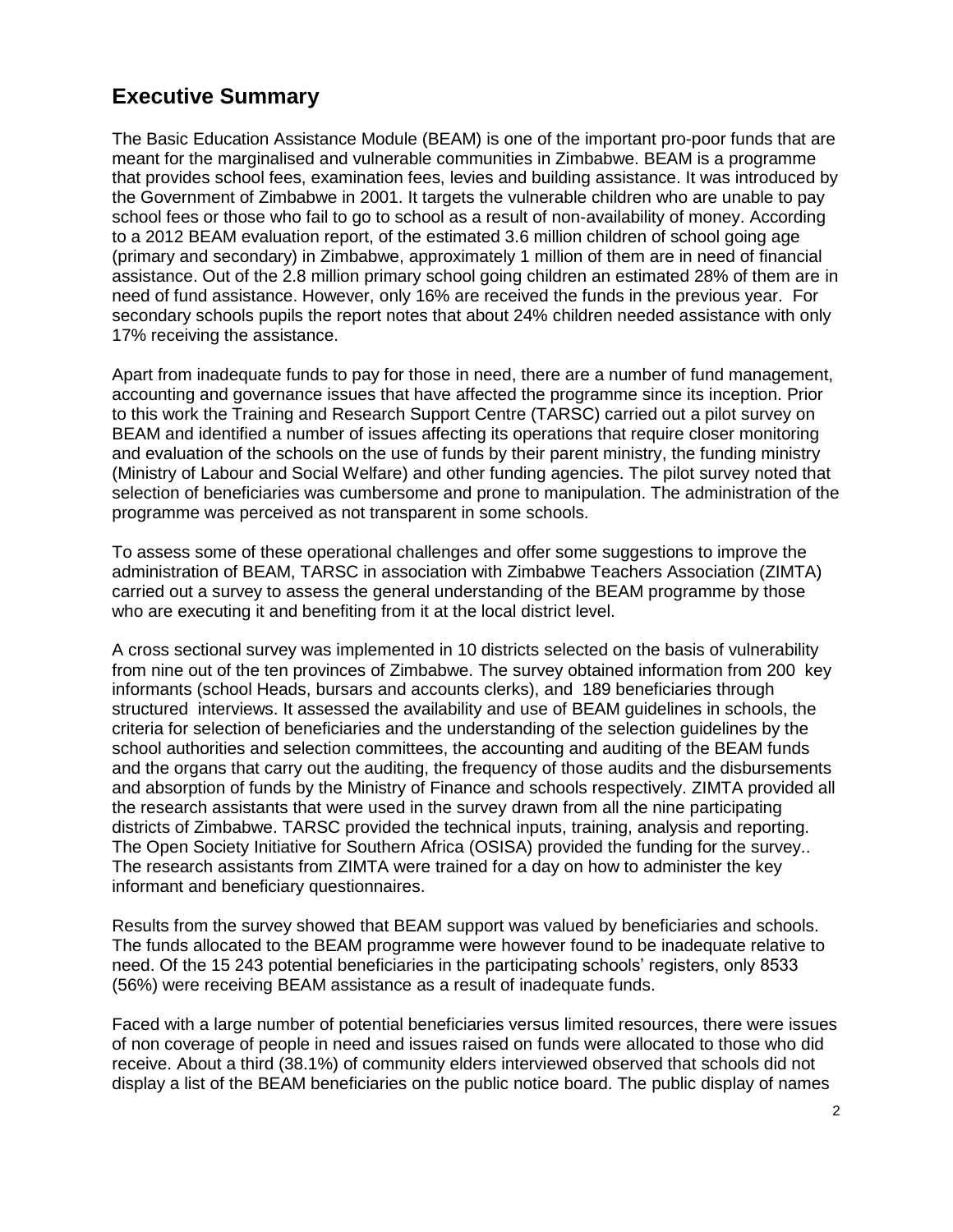## Executive Summary

The Basic Education Assistance Module (BEAM) is one of the important pro-poor funds that are meant for the marginalised and vulnerable communities in Zimbabwe. BEAM is a programme that provides school fees, examination fees, levies and building assistance. It was introduced by the Government of Zimbabwe in 2001. It targets the vulnerable children who are unable to pay school fees or those who fail to go to school as a result of non-availability of money. According to a 2012 BEAM evaluation report, of the estimated 3.6 million children of school going age (primary and secondary) in Zimbabwe, approximately 1 million of them are in need of financial assistance. Out of the 2.8 million primary school going children an estimated 28% of them are in need of fund assistance. However, only 16% are received the funds in the previous year. For secondary schools pupils the report notes that about 24% children needed assistance with only 17% receiving the assistance.

Apart from inadequate funds to pay for those in need, there are a number of fund management, accounting and governance issues that have affected the programme since its inception. Prior to this work the Training and Research Support Centre (TARSC) carried out a pilot survey on BEAM and identified a number of issues affecting its operations that require closer monitoring and evaluation of the schools on the use of funds by their parent ministry, the funding ministry (Ministry of Labour and Social Welfare) and other funding agencies. The pilot survey noted that selection of beneficiaries was cumbersome and prone to manipulation. The administration of the programme was perceived as not transparent in some schools.

To assess some of these operational challenges and offer some suggestions to improve the administration of BEAM, TARSC in association with Zimbabwe Teachers Association (ZIMTA) carried out a survey to assess the general understanding of the BEAM programme by those who are executing it and benefiting from it at the local district level.

A cross sectional survey was implemented in 10 districts selected on the basis of vulnerability from nine out of the ten provinces of Zimbabwe. The survey obtained information from 200 key informants (school Heads, bursars and accounts clerks), and 189 beneficiaries through structured interviews. It assessed the availability and use of BEAM guidelines in schools, the criteria for selection of beneficiaries and the understanding of the selection guidelines by the school authorities and selection committees, the accounting and auditing of the BEAM funds and the organs that carry out the auditing, the frequency of those audits and the disbursements and absorption of funds by the Ministry of Finance and schools respectively. ZIMTA provided all the research assistants that were used in the survey drawn from all the nine participating districts of Zimbabwe. TARSC provided the technical inputs, training, analysis and reporting. The Open Society Initiative for Southern Africa (OSISA) provided the funding for the survey.. The research assistants from ZIMTA were trained for a day on how to administer the key informant and beneficiary questionnaires.

Results from the survey showed that BEAM support was valued by beneficiaries and schools. The funds allocated to the BEAM programme were however found to be inadequate relative to need. Of the 15 243 potential beneficiaries in the participating schools' registers, only 8533 (56%) were receiving BEAM assistance as a result of inadequate funds.

Faced with a large number of potential beneficiaries versus limited resources, there were issues of non coverage of people in need and issues raised on funds were allocated to those who did receive. About a third (38.1%) of community elders interviewed observed that schools did not display a list of the BEAM beneficiaries on the public notice board. The public display of names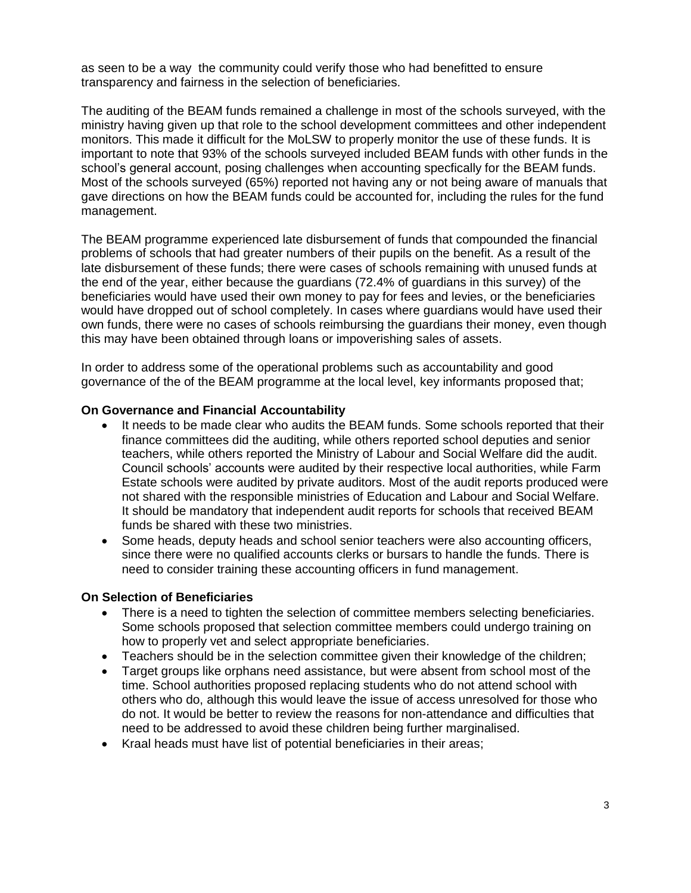as seen to be a way  the community could verify those who had benefitted to ensure transparency and fairness in the selection of beneficiaries.

The auditing of the BEAM funds remained a challenge in most of the schools surveyed, with the ministry having given up that role to the school development committees and other independent monitors. This made it difficult for the MoLSW to properly monitor the use of these funds. It is important to note that 93% of the schools surveyed included BEAM funds with other funds in the school's general account, posing challenges when accounting specfically for the BEAM funds. Most of the schools surveyed (65%) reported not having any or not being aware of manuals that gave directions on how the BEAM funds could be accounted for, including the rules for the fund management.

The BEAM programme experienced late disbursement of funds that compounded the financial problems of schools that had greater numbers of their pupils on the benefit. As a result of the late disbursement of these funds; there were cases of schools remaining with unused funds at the end of the year, either because the guardians (72.4% of guardians in this survey) of the beneficiaries would have used their own money to pay for fees and levies, or the beneficiaries would have dropped out of school completely. In cases where guardians would have used their own funds, there were no cases of schools reimbursing the guardians their money, even though this may have been obtained through loans or impoverishing sales of assets.

In order to address some of the operational problems such as accountability and good governance of the of the BEAM programme at the local level, key informants proposed that;

**On Governance and Financial Accountability**

- It needs to be made clear who audits the BEAM funds. Some schools reported that their finance committees did the auditing, while others reported school deputies and senior teachers, while others reported the Ministry of Labour and Social Welfare did the audit. Council schools' accounts were audited by their respective local authorities, while Farm Estate schools were audited by private auditors. Most of the audit reports produced were not shared with the responsible ministries of Education and Labour and Social Welfare. It should be mandatory that independent audit reports for schools that received BEAM funds be shared with these two ministries.
- Some heads, deputy heads and school senior teachers were also accounting officers, since there were no qualified accounts clerks or bursars to handle the funds. There is need to consider training these accounting officers in fund management.

**On Selection of Beneficiaries**

- There is a need to tighten the selection of committee members selecting beneficiaries. Some schools proposed that selection committee members could undergo training on how to properly vet and select appropriate beneficiaries.
- Teachers should be in the selection committee given their knowledge of the children;
- Target groups like orphans need assistance, but were absent from school most of the time. School authorities proposed replacing students who do not attend school with others who do, although this would leave the issue of access unresolved for those who do not. It would be better to review the reasons for non-attendance and difficulties that need to be addressed to avoid these children being further marginalised.
- Kraal heads must have list of potential beneficiaries in their areas;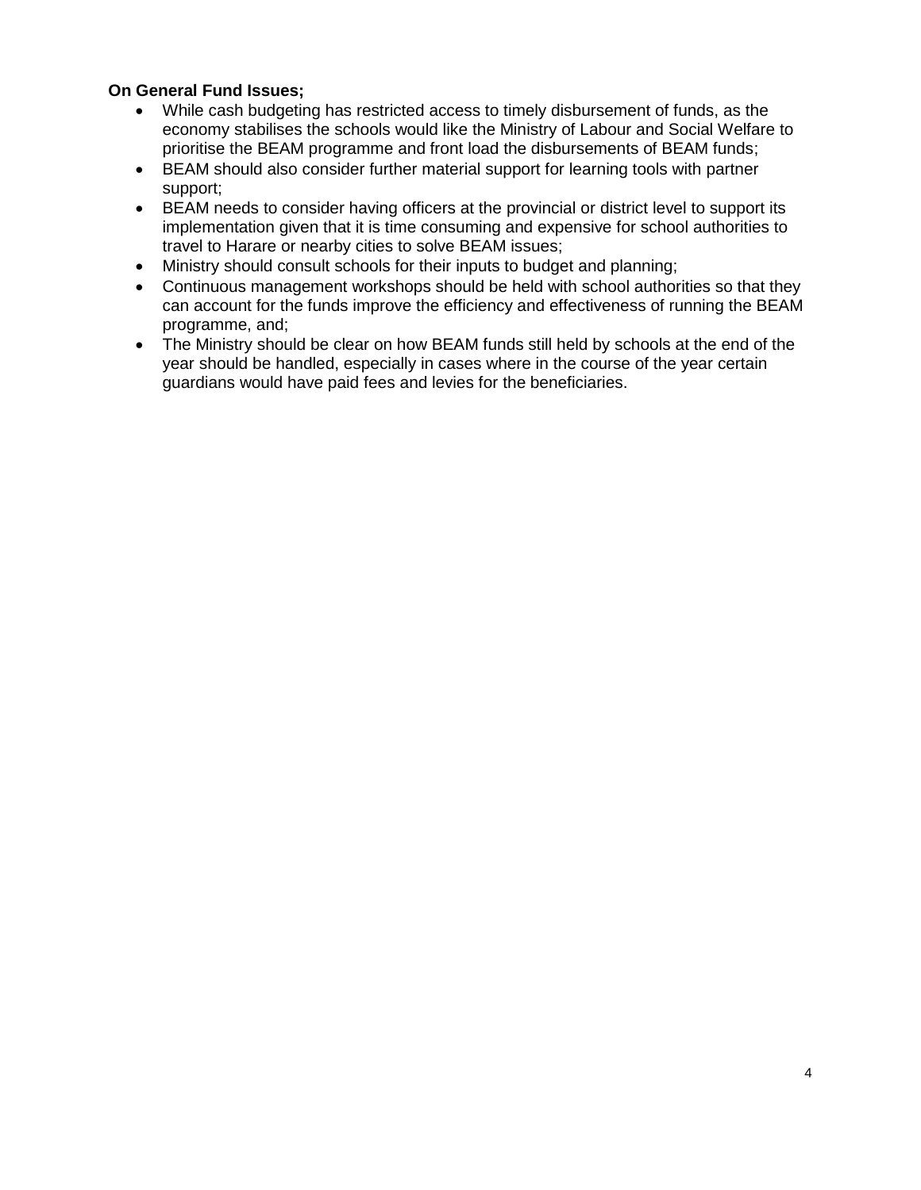**On General Fund Issues;**

- While cash budgeting has restricted access to timely disbursement of funds, as the economy stabilises the schools would like the Ministry of Labour and Social Welfare to prioritise the BEAM programme and front load the disbursements of BEAM funds;
- BEAM should also consider further material support for learning tools with partner support;
- BEAM needs to consider having officers at the provincial or district level to support its implementation given that it is time consuming and expensive for school authorities to travel to Harare or nearby cities to solve BEAM issues;
- Ministry should consult schools for their inputs to budget and planning;
- Continuous management workshops should be held with school authorities so that they can account for the funds improve the efficiency and effectiveness of running the BEAM programme, and;
- The Ministry should be clear on how BEAM funds still held by schools at the end of the year should be handled, especially in cases where in the course of the year certain guardians would have paid fees and levies for the beneficiaries.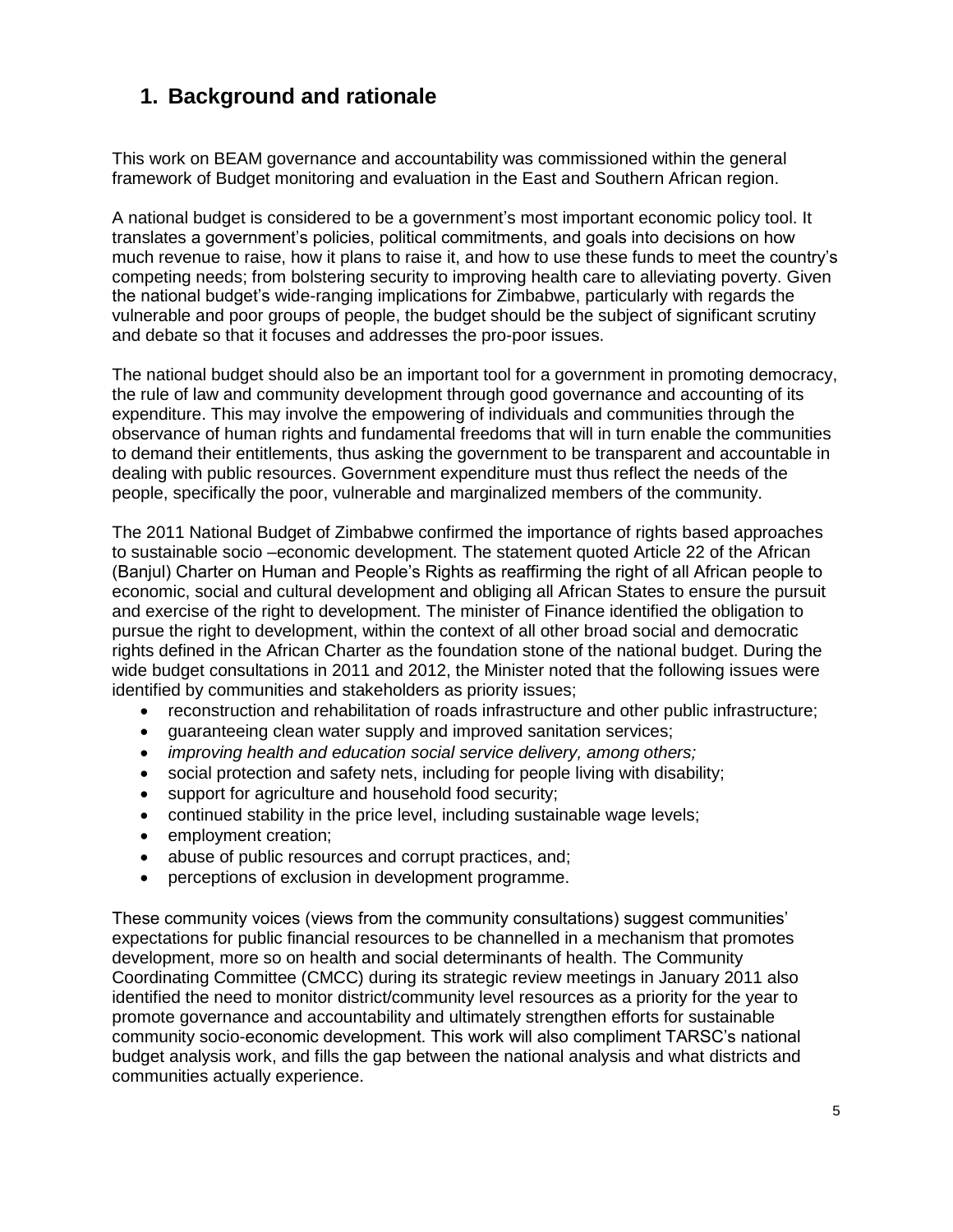## 1. Background and rationale

This work on BEAM governance and accountability was commissioned within the general framework of Budget monitoring and evaluation in the East and Southern African region.

A national budget is considered to be a government's most important economic policy tool. It translates a government's policies, political commitments, and goals into decisions on how much revenue to raise, how it plans to raise it, and how to use these funds to meet the country's competing needs; from bolstering security to improving health care to alleviating poverty. Given the national budget's wide-ranging implications for Zimbabwe, particularly with regards the vulnerable and poor groups of people, the budget should be the subject of significant scrutiny and debate so that it focuses and addresses the pro-poor issues.

The national budget should also be an important tool for a government in promoting democracy, the rule of law and community development through good governance and accounting of its expenditure. This may involve the empowering of individuals and communities through the observance of human rights and fundamental freedoms that will in turn enable the communities to demand their entitlements, thus asking the government to be transparent and accountable in dealing with public resources. Government expenditure must thus reflect the needs of the people, specifically the poor, vulnerable and marginalized members of the community.

The 2011 National Budget of Zimbabwe confirmed the importance of rights based approaches to sustainable socio –economic development. The statement quoted Article 22 of the African (Banjul) Charter on Human and People's Rights as reaffirming the right of all African people to economic, social and cultural development and obliging all African States to ensure the pursuit and exercise of the right to development. The minister of Finance identified the obligation to pursue the right to development, within the context of all other broad social and democratic rights defined in the African Charter as the foundation stone of the national budget. During the wide budget consultations in 2011 and 2012, the Minister noted that the following issues were identified by communities and stakeholders as priority issues;

- reconstruction and rehabilitation of roads infrastructure and other public infrastructure;
- guaranteeing clean water supply and improved sanitation services;
- *improving health and education social service delivery, among others;*
- social protection and safety nets, including for people living with disability;
- support for agriculture and household food security;
- continued stability in the price level, including sustainable wage levels;
- employment creation;
- abuse of public resources and corrupt practices, and;
- perceptions of exclusion in development programme.

These community voices (views from the community consultations) suggest communities' expectations for public financial resources to be channelled in a mechanism that promotes development, more so on health and social determinants of health. The Community Coordinating Committee (CMCC) during its strategic review meetings in January 2011 also identified the need to monitor district/community level resources as a priority for the year to promote governance and accountability and ultimately strengthen efforts for sustainable community socio-economic development. This work will also compliment TARSC's national budget analysis work, and fills the gap between the national analysis and what districts and communities actually experience.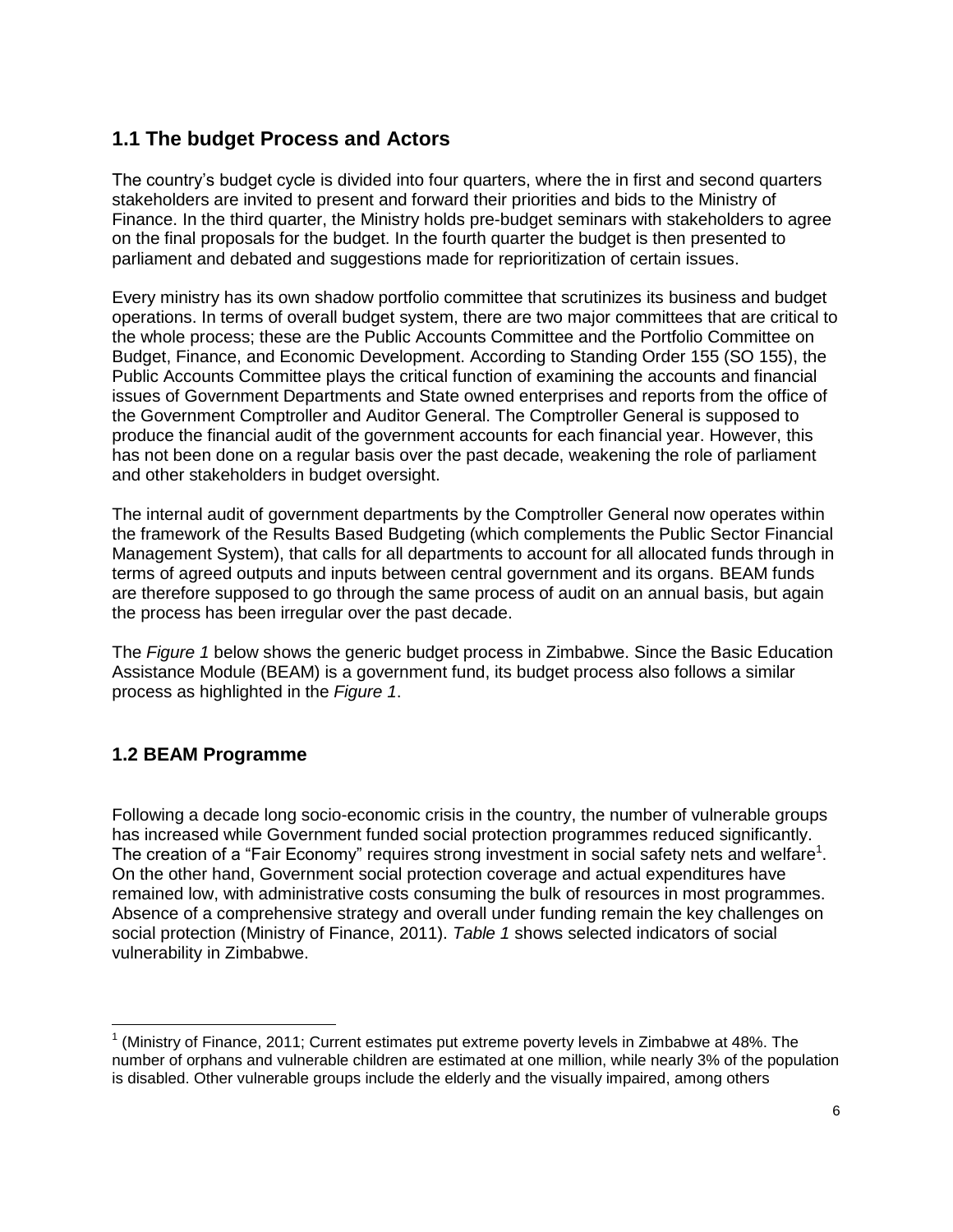## 1.1 The budget Process and Actors

The country's budget cycle is divided into four quarters, where the in first and second quarters stakeholders are invited to present and forward their priorities and bids to the Ministry of Finance. In the third quarter, the Ministry holds pre-budget seminars with stakeholders to agree on the final proposals for the budget. In the fourth quarter the budget is then presented to parliament and debated and suggestions made for reprioritization of certain issues.

Every ministry has its own shadow portfolio committee that scrutinizes its business and budget operations. In terms of overall budget system, there are two major committees that are critical to the whole process; these are the Public Accounts Committee and the Portfolio Committee on Budget, Finance, and Economic Development. According to Standing Order 155 (SO 155), the Public Accounts Committee plays the critical function of examining the accounts and financial issues of Government Departments and State owned enterprises and reports from the office of the Government Comptroller and Auditor General. The Comptroller General is supposed to produce the financial audit of the government accounts for each financial year. However, this has not been done on a regular basis over the past decade, weakening the role of parliament and other stakeholders in budget oversight.

The internal audit of government departments by the Comptroller General now operates within the framework of the Results Based Budgeting (which complements the Public Sector Financial Management System), that calls for all departments to account for all allocated funds through in terms of agreed outputs and inputs between central government and its organs. BEAM funds are therefore supposed to go through the same process of audit on an annual basis, but again the process has been irregular over the past decade.

The *Figure 1* below shows the generic budget process in Zimbabwe. Since the Basic Education Assistance Module (BEAM) is a government fund, its budget process also follows a similar process as highlighted in the *Figure 1*.

## 1.2 BEAM Programme

Following a decade long socio-economic crisis in the country, the number of vulnerable groups has increased while Government funded social protection programmes reduced significantly. The creation of a "Fair Economy" requires strong investment in social safety nets and welfare[1]. On the other hand, Government social protection coverage and actual expenditures have remained low, with administrative costs consuming the bulk of resources in most programmes. Absence of a comprehensive strategy and overall under funding remain the key challenges on social protection (Ministry of Finance, 2011). *Table 1* shows selected indicators of social vulnerability in Zimbabwe.

[1] (Ministry of Finance, 2011; Current estimates put extreme poverty levels in Zimbabwe at 48%. The number of orphans and vulnerable children are estimated at one million, while nearly 3% of the population is disabled. Other vulnerable groups include the elderly and the visually impaired, among others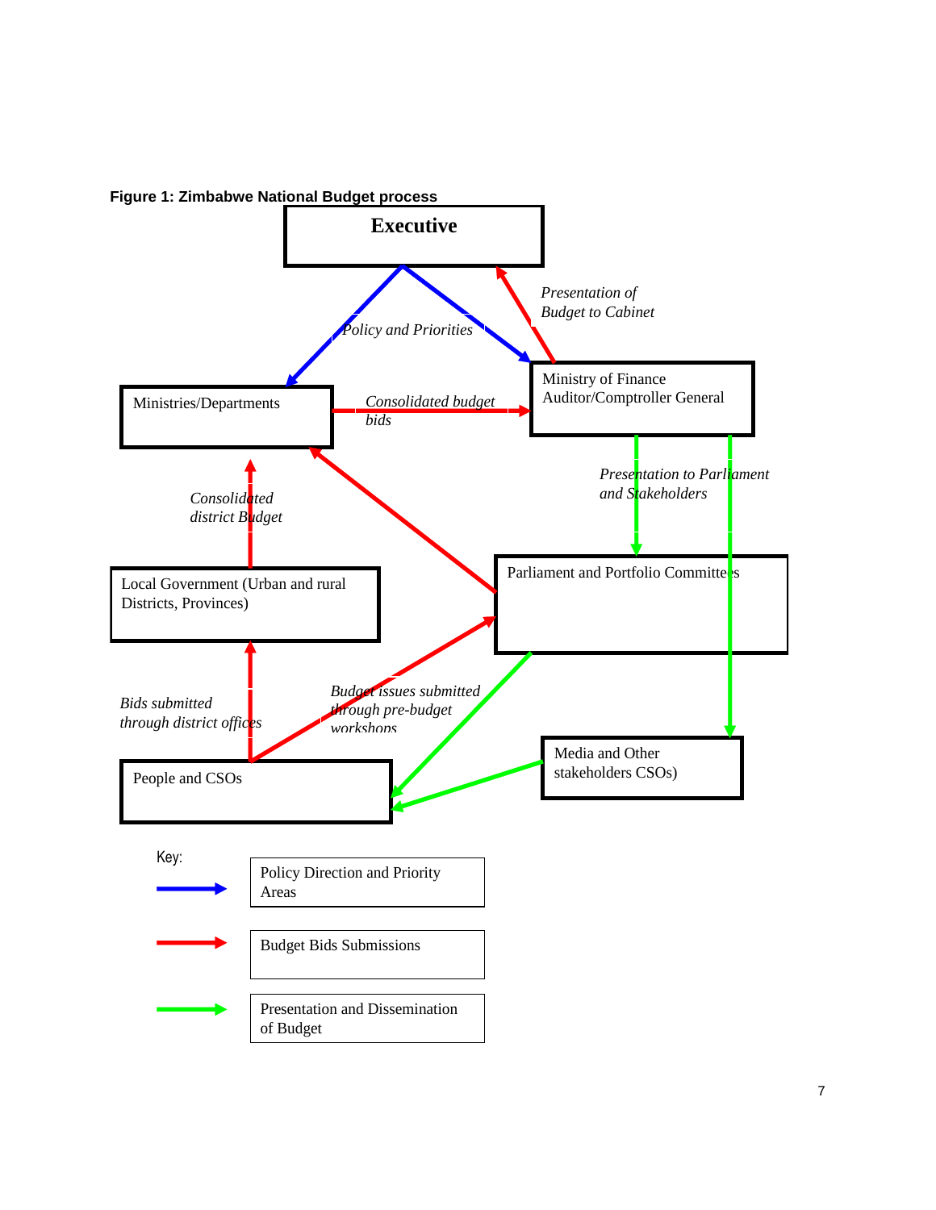**Figure 1: Zimbabwe National Budget process**

Executive

*Policy and Priorities*

*Presentation of Budget to Cabinet*

Ministries/Departments

*Consolidated budget bids*

Ministry of Finance
Auditor/Comptroller General

*Consolidated district Budget*

*Presentation to Parliament and Stakeholders*

Local Government (Urban and rural Districts, Provinces)

Parliament and Portfolio Committees

*Bids submitted through district offices*

*Budget issues submitted through pre-budget workshops*

Media and Other stakeholders CSOs)

People and CSOs

Key:

- Blue arrow: Policy Direction and Priority Areas
- Red arrow: Budget Bids Submissions
- Green arrow: Presentation and Dissemination of Budget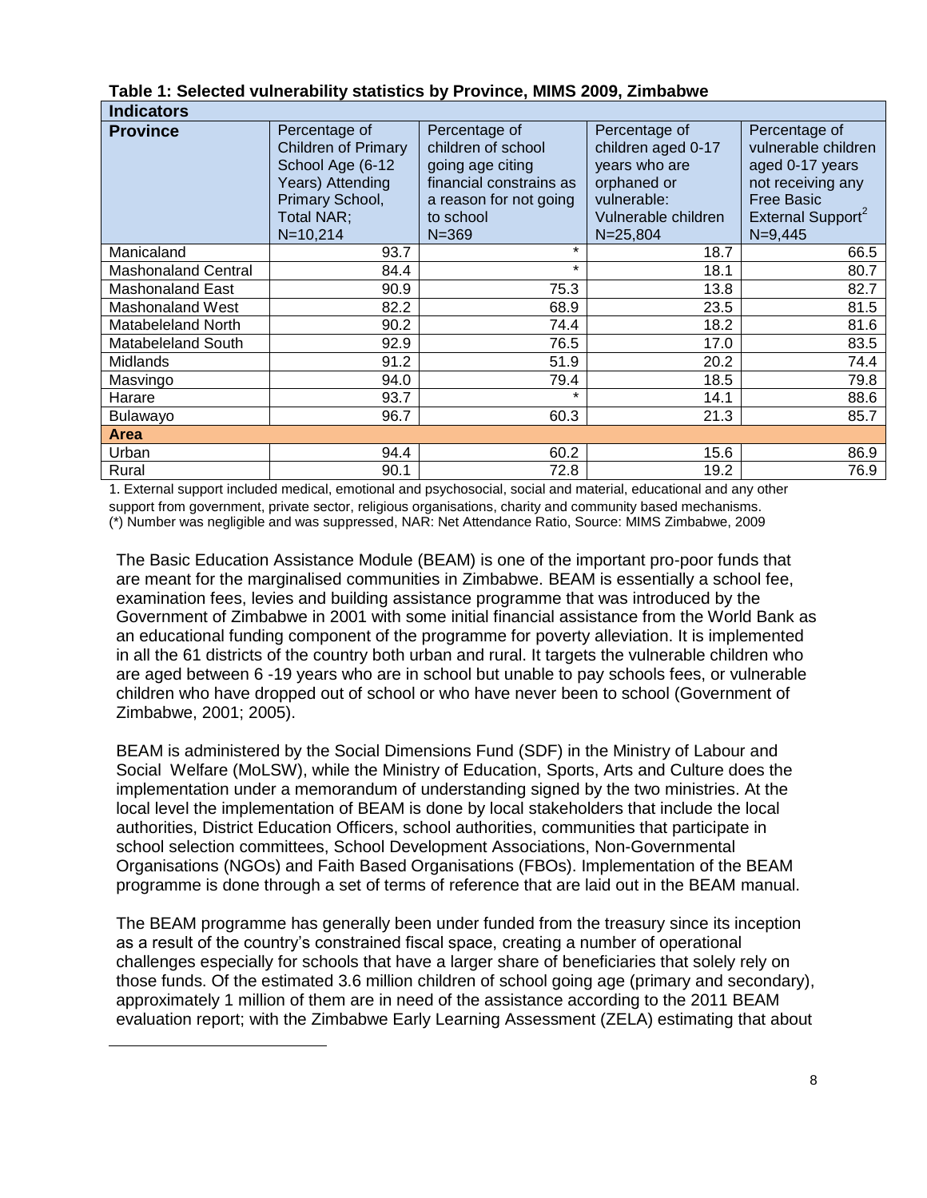**Table 1: Selected vulnerability statistics by Province, MIMS 2009, Zimbabwe**

| Indicators | | | | |
|---|---|---|---|---|
| **Province** | Percentage of Children of Primary School Age (6-12 Years) Attending Primary School, Total NAR; N=10,214 | Percentage of children of school going age citing financial constrains as a reason for not going to school N=369 | Percentage of children aged 0-17 years who are orphaned or vulnerable: Vulnerable children N=25,804 | Percentage of vulnerable children aged 0-17 years not receiving any Free Basic External Support[2] N=9,445 |
| Manicaland | 93.7 | * | 18.7 | 66.5 |
| Mashonaland Central | 84.4 | * | 18.1 | 80.7 |
| Mashonaland East | 90.9 | 75.3 | 13.8 | 82.7 |
| Mashonaland West | 82.2 | 68.9 | 23.5 | 81.5 |
| Matabeleland North | 90.2 | 74.4 | 18.2 | 81.6 |
| Matabeleland South | 92.9 | 76.5 | 17.0 | 83.5 |
| Midlands | 91.2 | 51.9 | 20.2 | 74.4 |
| Masvingo | 94.0 | 79.4 | 18.5 | 79.8 |
| Harare | 93.7 | * | 14.1 | 88.6 |
| Bulawayo | 96.7 | 60.3 | 21.3 | 85.7 |
| **Area** | | | | |
| Urban | 94.4 | 60.2 | 15.6 | 86.9 |
| Rural | 90.1 | 72.8 | 19.2 | 76.9 |

1. External support included medical, emotional and psychosocial, social and material, educational and any other support from government, private sector, religious organisations, charity and community based mechanisms.
(*) Number was negligible and was suppressed, NAR: Net Attendance Ratio, Source: MIMS Zimbabwe, 2009

The Basic Education Assistance Module (BEAM) is one of the important pro-poor funds that are meant for the marginalised communities in Zimbabwe. BEAM is essentially a school fee, examination fees, levies and building assistance programme that was introduced by the Government of Zimbabwe in 2001 with some initial financial assistance from the World Bank as an educational funding component of the programme for poverty alleviation. It is implemented in all the 61 districts of the country both urban and rural. It targets the vulnerable children who are aged between 6 -19 years who are in school but unable to pay schools fees, or vulnerable children who have dropped out of school or who have never been to school (Government of Zimbabwe, 2001; 2005).

BEAM is administered by the Social Dimensions Fund (SDF) in the Ministry of Labour and Social Welfare (MoLSW), while the Ministry of Education, Sports, Arts and Culture does the implementation under a memorandum of understanding signed by the two ministries. At the local level the implementation of BEAM is done by local stakeholders that include the local authorities, District Education Officers, school authorities, communities that participate in school selection committees, School Development Associations, Non-Governmental Organisations (NGOs) and Faith Based Organisations (FBOs). Implementation of the BEAM programme is done through a set of terms of reference that are laid out in the BEAM manual.

The BEAM programme has generally been under funded from the treasury since its inception as a result of the country's constrained fiscal space, creating a number of operational challenges especially for schools that have a larger share of beneficiaries that solely rely on those funds. Of the estimated 3.6 million children of school going age (primary and secondary), approximately 1 million of them are in need of the assistance according to the 2011 BEAM evaluation report; with the Zimbabwe Early Learning Assessment (ZELA) estimating that about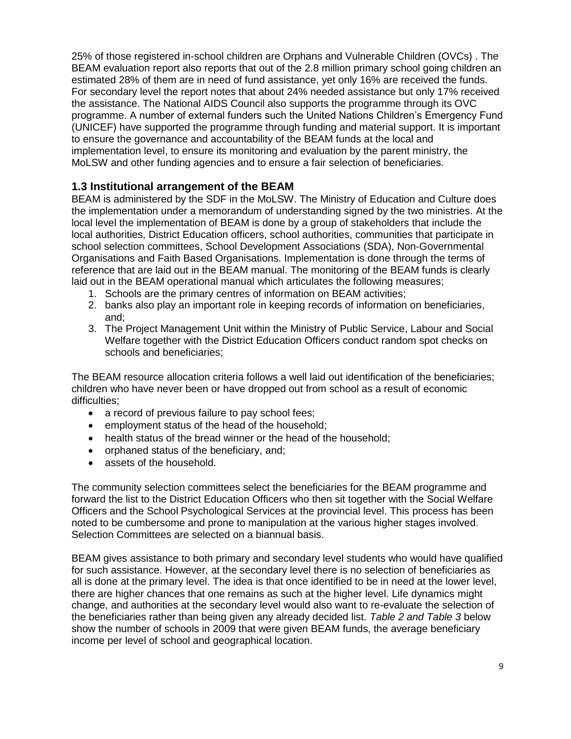25% of those registered in-school children are Orphans and Vulnerable Children (OVCs) . The BEAM evaluation report also reports that out of the 2.8 million primary school going children an estimated 28% of them are in need of fund assistance, yet only 16% are received the funds. For secondary level the report notes that about 24% needed assistance but only 17% received the assistance. The National AIDS Council also supports the programme through its OVC programme. A number of external funders such the United Nations Children's Emergency Fund (UNICEF) have supported the programme through funding and material support. It is important to ensure the governance and accountability of the BEAM funds at the local and implementation level, to ensure its monitoring and evaluation by the parent ministry, the MoLSW and other funding agencies and to ensure a fair selection of beneficiaries.

### 1.3 Institutional arrangement of the BEAM

BEAM is administered by the SDF in the MoLSW. The Ministry of Education and Culture does the implementation under a memorandum of understanding signed by the two ministries. At the local level the implementation of BEAM is done by a group of stakeholders that include the local authorities, District Education officers, school authorities, communities that participate in school selection committees, School Development Associations (SDA), Non-Governmental Organisations and Faith Based Organisations. Implementation is done through the terms of reference that are laid out in the BEAM manual. The monitoring of the BEAM funds is clearly laid out in the BEAM operational manual which articulates the following measures;

1. Schools are the primary centres of information on BEAM activities;
2. banks also play an important role in keeping records of information on beneficiaries, and;
3. The Project Management Unit within the Ministry of Public Service, Labour and Social Welfare together with the District Education Officers conduct random spot checks on schools and beneficiaries;

The BEAM resource allocation criteria follows a well laid out identification of the beneficiaries; children who have never been or have dropped out from school as a result of economic difficulties;

- a record of previous failure to pay school fees;
- employment status of the head of the household;
- health status of the bread winner or the head of the household;
- orphaned status of the beneficiary, and;
- assets of the household.

The community selection committees select the beneficiaries for the BEAM programme and forward the list to the District Education Officers who then sit together with the Social Welfare Officers and the School Psychological Services at the provincial level. This process has been noted to be cumbersome and prone to manipulation at the various higher stages involved. Selection Committees are selected on a biannual basis.

BEAM gives assistance to both primary and secondary level students who would have qualified for such assistance. However, at the secondary level there is no selection of beneficiaries as all is done at the primary level. The idea is that once identified to be in need at the lower level, there are higher chances that one remains as such at the higher level. Life dynamics might change, and authorities at the secondary level would also want to re-evaluate the selection of the beneficiaries rather than being given any already decided list. *Table 2 and Table 3* below show the number of schools in 2009 that were given BEAM funds, the average beneficiary income per level of school and geographical location.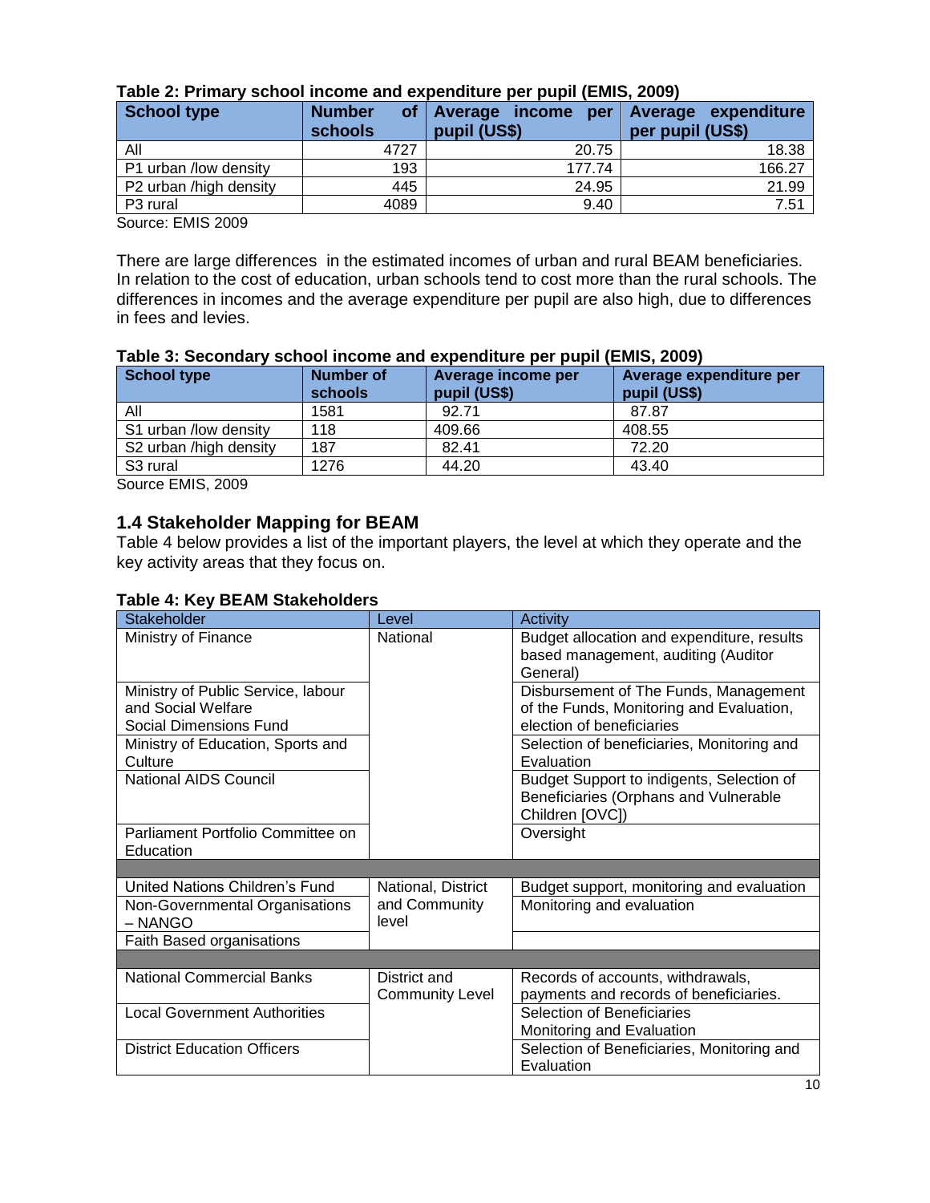**Table 2: Primary school income and expenditure per pupil (EMIS, 2009)**

| School type | Number of schools | Average income per pupil (US$) | Average expenditure per pupil (US$) |
|---|---|---|---|
| All | 4727 | 20.75 | 18.38 |
| P1 urban /low density | 193 | 177.74 | 166.27 |
| P2 urban /high density | 445 | 24.95 | 21.99 |
| P3 rural | 4089 | 9.40 | 7.51 |

Source: EMIS 2009

There are large differences in the estimated incomes of urban and rural BEAM beneficiaries. In relation to the cost of education, urban schools tend to cost more than the rural schools. The differences in incomes and the average expenditure per pupil are also high, due to differences in fees and levies.

**Table 3: Secondary school income and expenditure per pupil (EMIS, 2009)**

| School type | Number of schools | Average income per pupil (US$) | Average expenditure per pupil (US$) |
|---|---|---|---|
| All | 1581 | 92.71 | 87.87 |
| S1 urban /low density | 118 | 409.66 | 408.55 |
| S2 urban /high density | 187 | 82.41 | 72.20 |
| S3 rural | 1276 | 44.20 | 43.40 |

Source EMIS, 2009

## 1.4 Stakeholder Mapping for BEAM

Table 4 below provides a list of the important players, the level at which they operate and the key activity areas that they focus on.

**Table 4: Key BEAM Stakeholders**

| Stakeholder | Level | Activity |
|---|---|---|
| Ministry of Finance | National | Budget allocation and expenditure, results based management, auditing (Auditor General) |
| Ministry of Public Service, labour and Social Welfare Social Dimensions Fund | | Disbursement of The Funds, Management of the Funds, Monitoring and Evaluation, election of beneficiaries |
| Ministry of Education, Sports and Culture | | Selection of beneficiaries, Monitoring and Evaluation |
| National AIDS Council | | Budget Support to indigents, Selection of Beneficiaries (Orphans and Vulnerable Children [OVC]) |
| Parliament Portfolio Committee on Education | | Oversight |
| | | |
| United Nations Children's Fund | National, District and Community level | Budget support, monitoring and evaluation |
| Non-Governmental Organisations – NANGO | | Monitoring and evaluation |
| Faith Based organisations | | |
| | | |
| National Commercial Banks | District and Community Level | Records of accounts, withdrawals, payments and records of beneficiaries. |
| Local Government Authorities | | Selection of Beneficiaries Monitoring and Evaluation |
| District Education Officers | | Selection of Beneficiaries, Monitoring and Evaluation |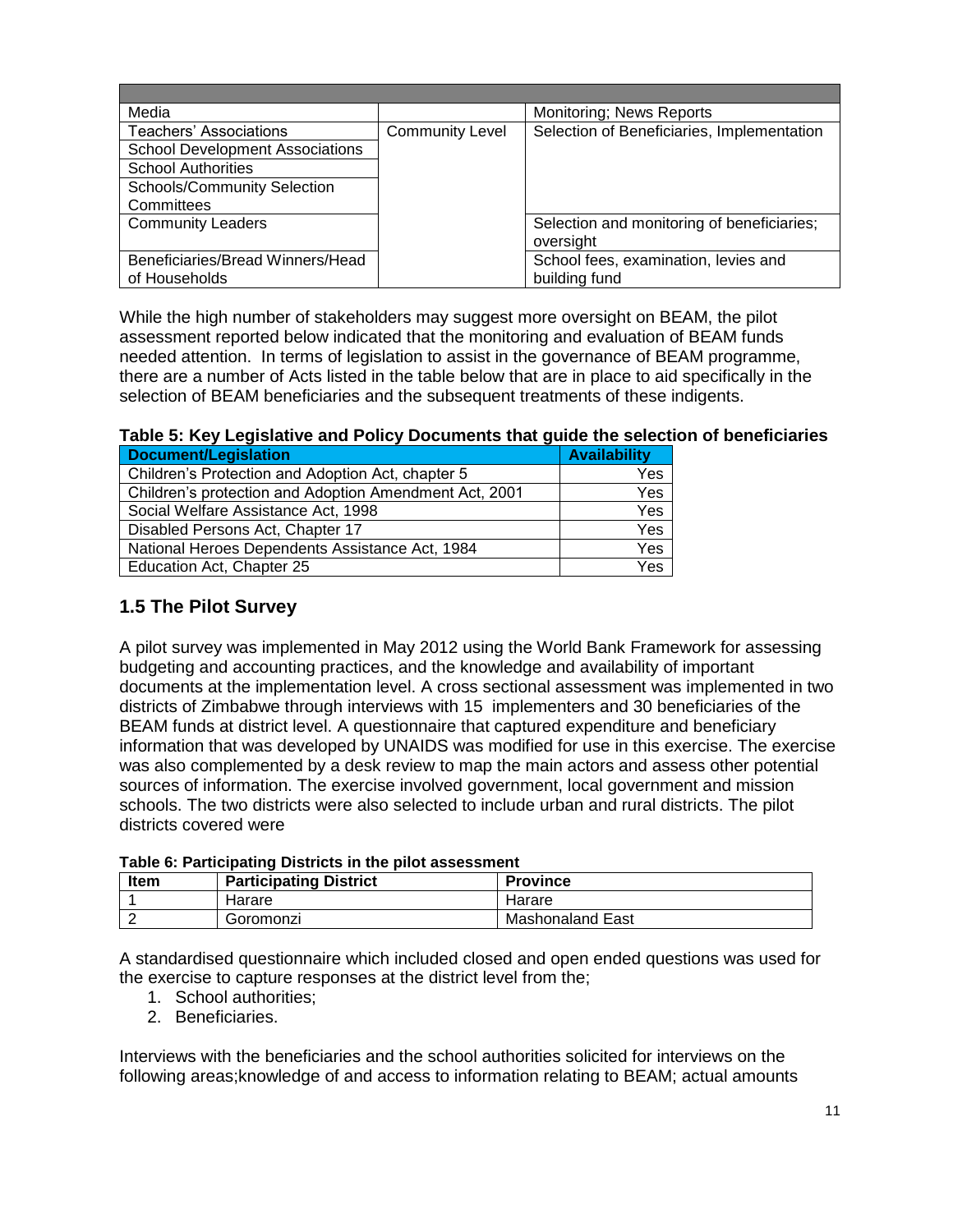| | | |
|---|---|---|
| Media | | Monitoring; News Reports |
| Teachers' Associations | Community Level | Selection of Beneficiaries, Implementation |
| School Development Associations | | |
| School Authorities | | |
| Schools/Community Selection Committees | | |
| Community Leaders | | Selection and monitoring of beneficiaries; oversight |
| Beneficiaries/Bread Winners/Head of Households | | School fees, examination, levies and building fund |

While the high number of stakeholders may suggest more oversight on BEAM, the pilot assessment reported below indicated that the monitoring and evaluation of BEAM funds needed attention. In terms of legislation to assist in the governance of BEAM programme, there are a number of Acts listed in the table below that are in place to aid specifically in the selection of BEAM beneficiaries and the subsequent treatments of these indigents.

**Table 5: Key Legislative and Policy Documents that guide the selection of beneficiaries**

| Document/Legislation | Availability |
|---|---|
| Children's Protection and Adoption Act, chapter 5 | Yes |
| Children's protection and Adoption Amendment Act, 2001 | Yes |
| Social Welfare Assistance Act, 1998 | Yes |
| Disabled Persons Act, Chapter 17 | Yes |
| National Heroes Dependents Assistance Act, 1984 | Yes |
| Education Act, Chapter 25 | Yes |

## 1.5 The Pilot Survey

A pilot survey was implemented in May 2012 using the World Bank Framework for assessing budgeting and accounting practices, and the knowledge and availability of important documents at the implementation level. A cross sectional assessment was implemented in two districts of Zimbabwe through interviews with 15 implementers and 30 beneficiaries of the BEAM funds at district level. A questionnaire that captured expenditure and beneficiary information that was developed by UNAIDS was modified for use in this exercise. The exercise was also complemented by a desk review to map the main actors and assess other potential sources of information. The exercise involved government, local government and mission schools. The two districts were also selected to include urban and rural districts. The pilot districts covered were

**Table 6: Participating Districts in the pilot assessment**

| Item | Participating District | Province |
|---|---|---|
| 1 | Harare | Harare |
| 2 | Goromonzi | Mashonaland East |

A standardised questionnaire which included closed and open ended questions was used for the exercise to capture responses at the district level from the;

1. School authorities;
2. Beneficiaries.

Interviews with the beneficiaries and the school authorities solicited for interviews on the following areas;knowledge of and access to information relating to BEAM; actual amounts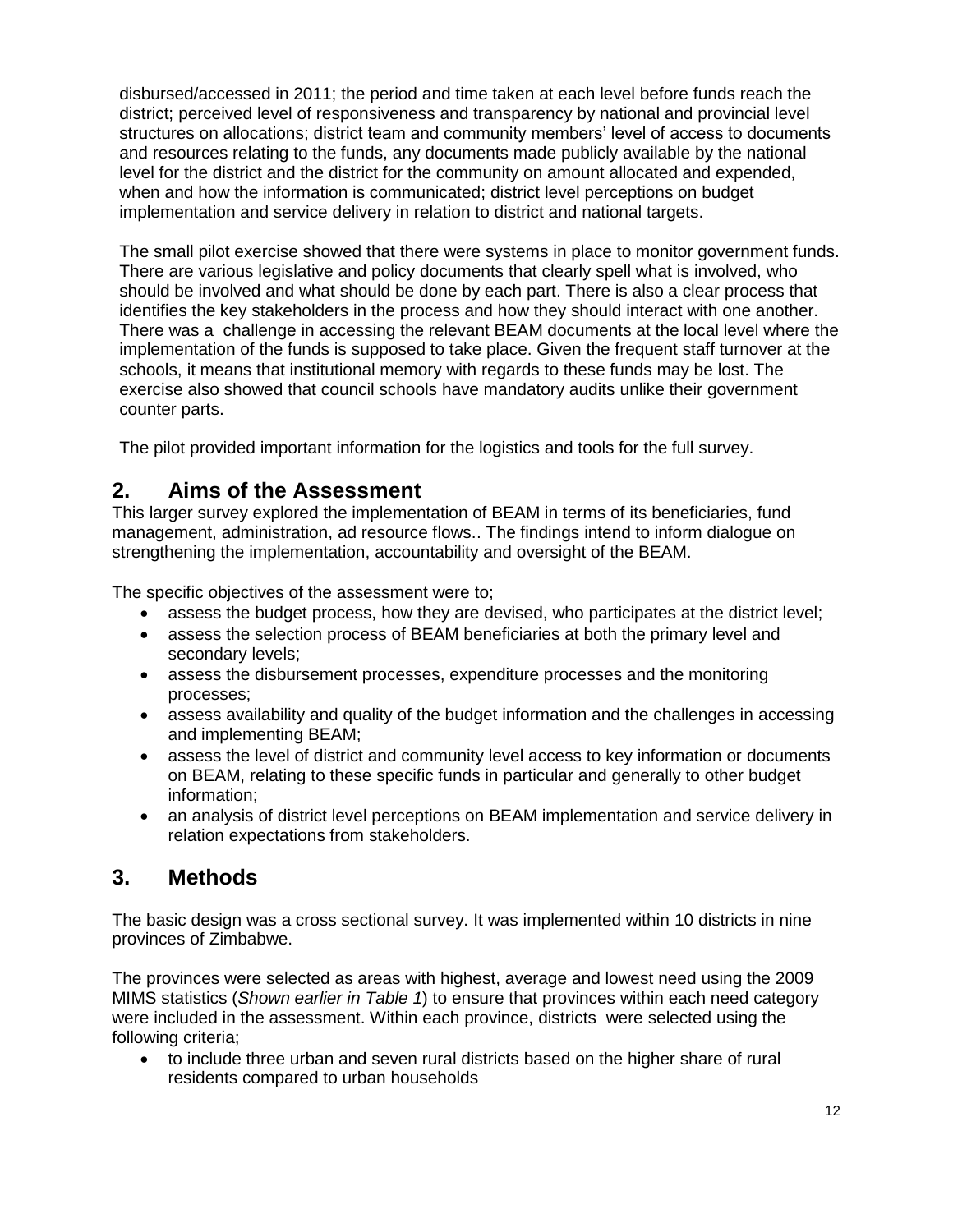disbursed/accessed in 2011; the period and time taken at each level before funds reach the district; perceived level of responsiveness and transparency by national and provincial level structures on allocations; district team and community members' level of access to documents and resources relating to the funds, any documents made publicly available by the national level for the district and the district for the community on amount allocated and expended, when and how the information is communicated; district level perceptions on budget implementation and service delivery in relation to district and national targets.

The small pilot exercise showed that there were systems in place to monitor government funds. There are various legislative and policy documents that clearly spell what is involved, who should be involved and what should be done by each part. There is also a clear process that identifies the key stakeholders in the process and how they should interact with one another. There was a challenge in accessing the relevant BEAM documents at the local level where the implementation of the funds is supposed to take place. Given the frequent staff turnover at the schools, it means that institutional memory with regards to these funds may be lost. The exercise also showed that council schools have mandatory audits unlike their government counter parts.

The pilot provided important information for the logistics and tools for the full survey.

## 2. Aims of the Assessment

This larger survey explored the implementation of BEAM in terms of its beneficiaries, fund management, administration, ad resource flows.. The findings intend to inform dialogue on strengthening the implementation, accountability and oversight of the BEAM.

The specific objectives of the assessment were to;

- assess the budget process, how they are devised, who participates at the district level;
- assess the selection process of BEAM beneficiaries at both the primary level and secondary levels;
- assess the disbursement processes, expenditure processes and the monitoring processes;
- assess availability and quality of the budget information and the challenges in accessing and implementing BEAM;
- assess the level of district and community level access to key information or documents on BEAM, relating to these specific funds in particular and generally to other budget information;
- an analysis of district level perceptions on BEAM implementation and service delivery in relation expectations from stakeholders.

## 3. Methods

The basic design was a cross sectional survey. It was implemented within 10 districts in nine provinces of Zimbabwe.

The provinces were selected as areas with highest, average and lowest need using the 2009 MIMS statistics (*Shown earlier in Table 1*) to ensure that provinces within each need category were included in the assessment. Within each province, districts were selected using the following criteria;

- to include three urban and seven rural districts based on the higher share of rural residents compared to urban households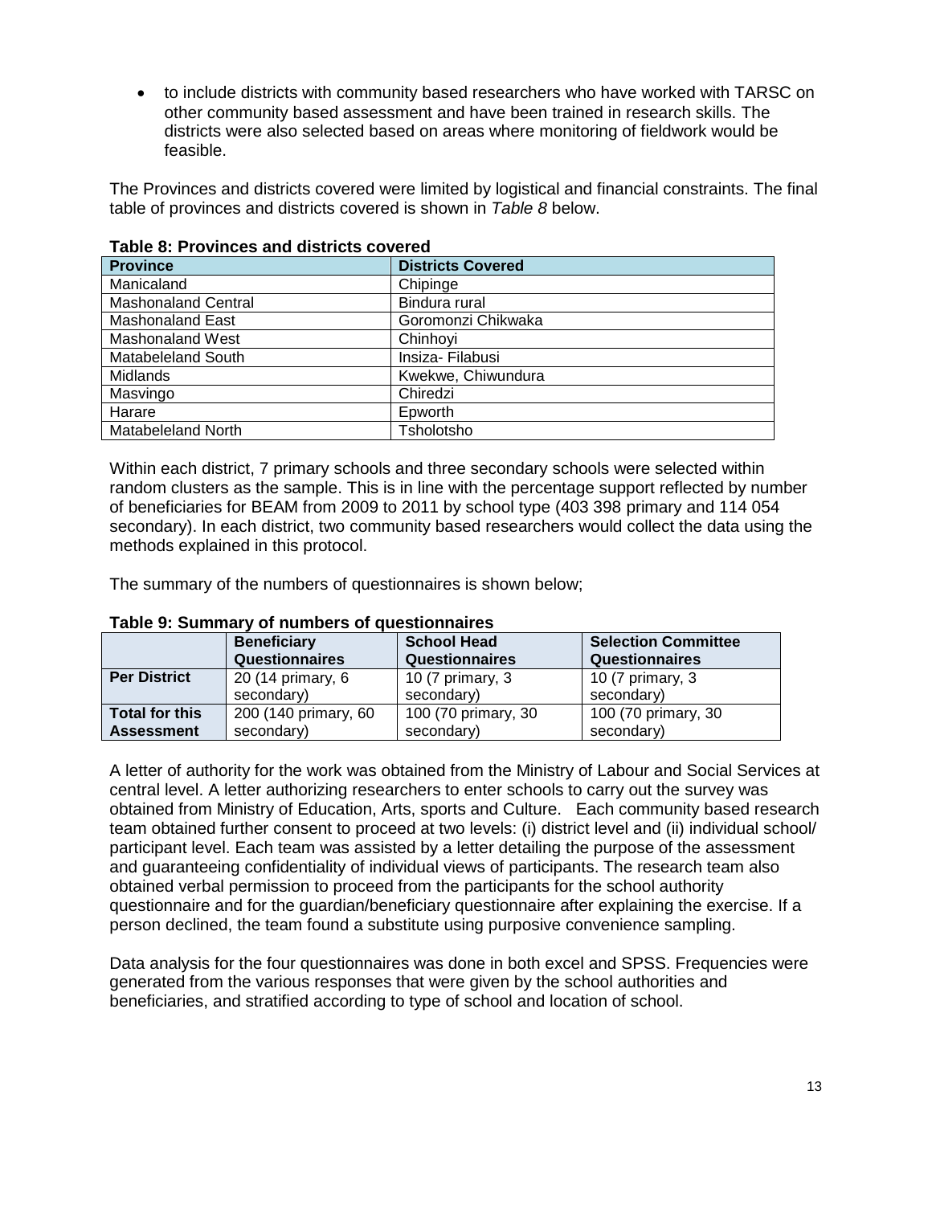- to include districts with community based researchers who have worked with TARSC on other community based assessment and have been trained in research skills. The districts were also selected based on areas where monitoring of fieldwork would be feasible.

The Provinces and districts covered were limited by logistical and financial constraints. The final table of provinces and districts covered is shown in *Table 8* below.

**Table 8: Provinces and districts covered**

| Province | Districts Covered |
|---|---|
| Manicaland | Chipinge |
| Mashonaland Central | Bindura rural |
| Mashonaland East | Goromonzi Chikwaka |
| Mashonaland West | Chinhoyi |
| Matabeleland South | Insiza- Filabusi |
| Midlands | Kwekwe, Chiwundura |
| Masvingo | Chiredzi |
| Harare | Epworth |
| Matabeleland North | Tsholotsho |

Within each district, 7 primary schools and three secondary schools were selected within random clusters as the sample. This is in line with the percentage support reflected by number of beneficiaries for BEAM from 2009 to 2011 by school type (403 398 primary and 114 054 secondary). In each district, two community based researchers would collect the data using the methods explained in this protocol.

The summary of the numbers of questionnaires is shown below;

**Table 9: Summary of numbers of questionnaires**

| | Beneficiary Questionnaires | School Head Questionnaires | Selection Committee Questionnaires |
|---|---|---|---|
| **Per District** | 20 (14 primary, 6 secondary) | 10 (7 primary, 3 secondary) | 10 (7 primary, 3 secondary) |
| **Total for this Assessment** | 200 (140 primary, 60 secondary) | 100 (70 primary, 30 secondary) | 100 (70 primary, 30 secondary) |

A letter of authority for the work was obtained from the Ministry of Labour and Social Services at central level. A letter authorizing researchers to enter schools to carry out the survey was obtained from Ministry of Education, Arts, sports and Culture. Each community based research team obtained further consent to proceed at two levels: (i) district level and (ii) individual school/ participant level. Each team was assisted by a letter detailing the purpose of the assessment and guaranteeing confidentiality of individual views of participants. The research team also obtained verbal permission to proceed from the participants for the school authority questionnaire and for the guardian/beneficiary questionnaire after explaining the exercise. If a person declined, the team found a substitute using purposive convenience sampling.

Data analysis for the four questionnaires was done in both excel and SPSS. Frequencies were generated from the various responses that were given by the school authorities and beneficiaries, and stratified according to type of school and location of school.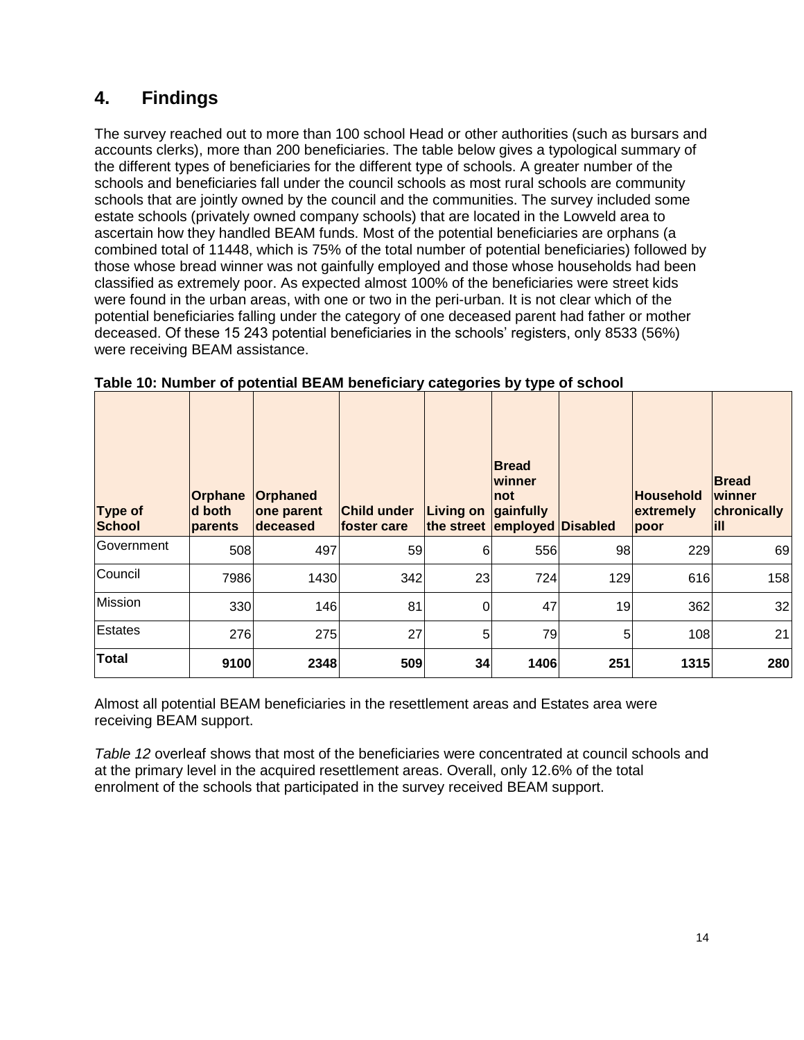## 4. Findings

The survey reached out to more than 100 school Head or other authorities (such as bursars and accounts clerks), more than 200 beneficiaries. The table below gives a typological summary of the different types of beneficiaries for the different type of schools. A greater number of the schools and beneficiaries fall under the council schools as most rural schools are community schools that are jointly owned by the council and the communities. The survey included some estate schools (privately owned company schools) that are located in the Lowveld area to ascertain how they handled BEAM funds. Most of the potential beneficiaries are orphans (a combined total of 11448, which is 75% of the total number of potential beneficiaries) followed by those whose bread winner was not gainfully employed and those whose households had been classified as extremely poor. As expected almost 100% of the beneficiaries were street kids were found in the urban areas, with one or two in the peri-urban. It is not clear which of the potential beneficiaries falling under the category of one deceased parent had father or mother deceased. Of these 15 243 potential beneficiaries in the schools' registers, only 8533 (56%) were receiving BEAM assistance.

**Table 10: Number of potential BEAM beneficiary categories by type of school**

| Type of School | Orphaned both parents | Orphaned one parent deceased | Child under foster care | Living on the street | Bread winner not gainfully employed | Disabled | Household extremely poor | Bread winner chronically ill |
|---|---|---|---|---|---|---|---|---|
| Government | 508 | 497 | 59 | 6 | 556 | 98 | 229 | 69 |
| Council | 7986 | 1430 | 342 | 23 | 724 | 129 | 616 | 158 |
| Mission | 330 | 146 | 81 | 0 | 47 | 19 | 362 | 32 |
| Estates | 276 | 275 | 27 | 5 | 79 | 5 | 108 | 21 |
| **Total** | **9100** | **2348** | **509** | **34** | **1406** | **251** | **1315** | **280** |

Almost all potential BEAM beneficiaries in the resettlement areas and Estates area were receiving BEAM support.

*Table 12* overleaf shows that most of the beneficiaries were concentrated at council schools and at the primary level in the acquired resettlement areas. Overall, only 12.6% of the total enrolment of the schools that participated in the survey received BEAM support.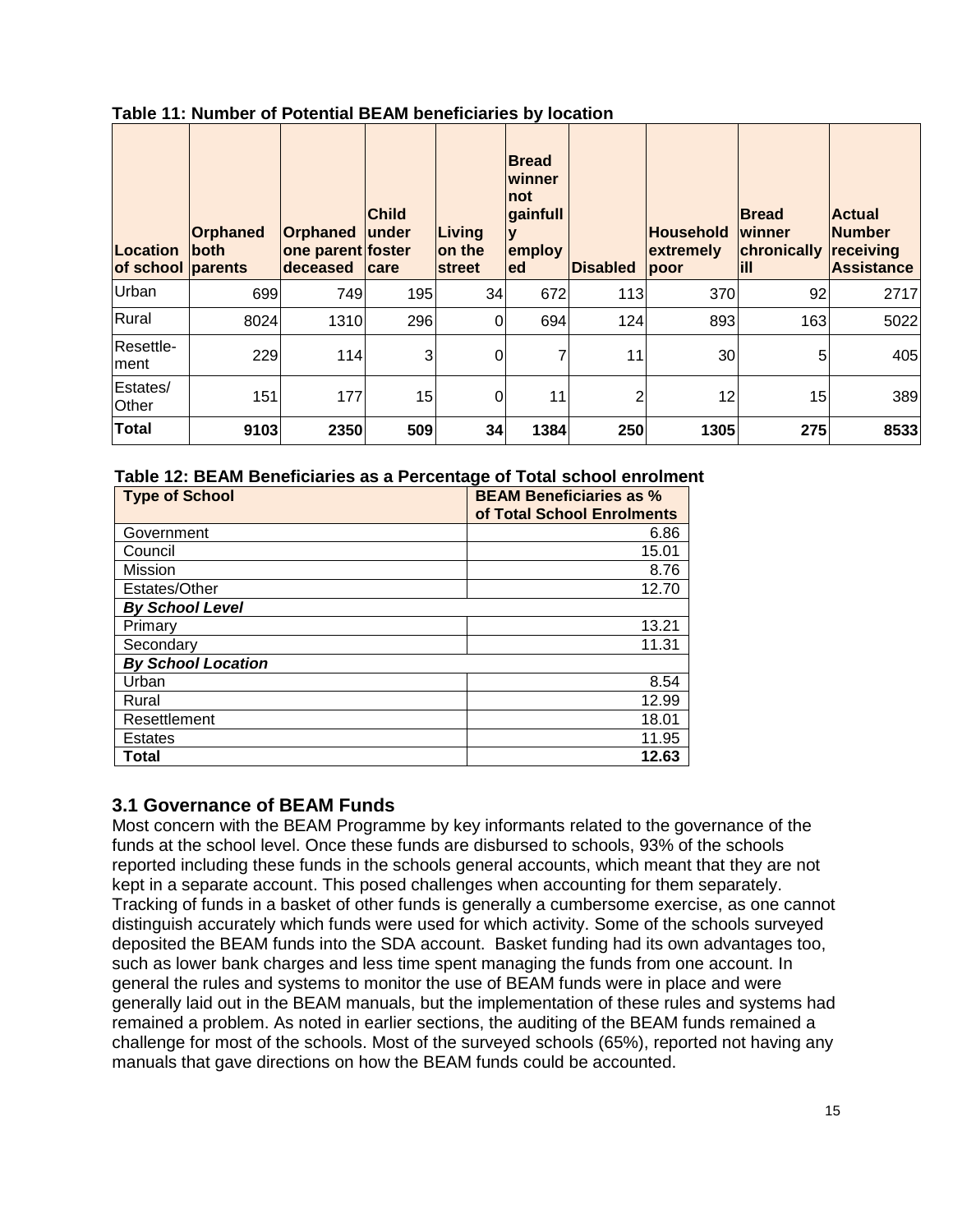**Table 11: Number of Potential BEAM beneficiaries by location**

| Location of school | Orphaned both parents | Orphaned one parent deceased | Child under foster care | Living on the street | Bread winner not gainfully employed | Disabled | Household extremely poor | Bread winner chronically ill | Actual Number receiving Assistance |
|---|---|---|---|---|---|---|---|---|---|
| Urban | 699 | 749 | 195 | 34 | 672 | 113 | 370 | 92 | 2717 |
| Rural | 8024 | 1310 | 296 | 0 | 694 | 124 | 893 | 163 | 5022 |
| Resettle-ment | 229 | 114 | 3 | 0 | 7 | 11 | 30 | 5 | 405 |
| Estates/ Other | 151 | 177 | 15 | 0 | 11 | 2 | 12 | 15 | 389 |
| **Total** | **9103** | **2350** | **509** | **34** | **1384** | **250** | **1305** | **275** | **8533** |

**Table 12: BEAM Beneficiaries as a Percentage of Total school enrolment**

| Type of School | BEAM Beneficiaries as % of Total School Enrolments |
|---|---|
| Government | 6.86 |
| Council | 15.01 |
| Mission | 8.76 |
| Estates/Other | 12.70 |
| ***By School Level*** | |
| Primary | 13.21 |
| Secondary | 11.31 |
| ***By School Location*** | |
| Urban | 8.54 |
| Rural | 12.99 |
| Resettlement | 18.01 |
| Estates | 11.95 |
| **Total** | **12.63** |

## 3.1 Governance of BEAM Funds

Most concern with the BEAM Programme by key informants related to the governance of the funds at the school level. Once these funds are disbursed to schools, 93% of the schools reported including these funds in the schools general accounts, which meant that they are not kept in a separate account. This posed challenges when accounting for them separately. Tracking of funds in a basket of other funds is generally a cumbersome exercise, as one cannot distinguish accurately which funds were used for which activity. Some of the schools surveyed deposited the BEAM funds into the SDA account. Basket funding had its own advantages too, such as lower bank charges and less time spent managing the funds from one account. In general the rules and systems to monitor the use of BEAM funds were in place and were generally laid out in the BEAM manuals, but the implementation of these rules and systems had remained a problem. As noted in earlier sections, the auditing of the BEAM funds remained a challenge for most of the schools. Most of the surveyed schools (65%), reported not having any manuals that gave directions on how the BEAM funds could be accounted.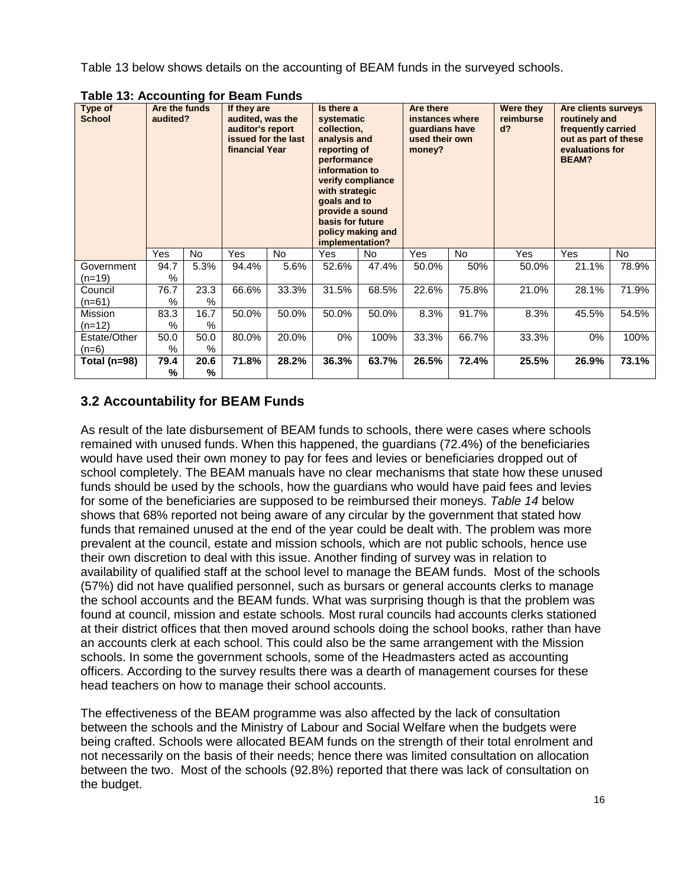Table 13 below shows details on the accounting of BEAM funds in the surveyed schools.

**Table 13: Accounting for Beam Funds**

| Type of School | Are the funds audited? | | If they are audited, was the auditor's report issued for the last financial Year | | Is there a systematic collection, analysis and reporting of performance information to verify compliance with strategic goals and to provide a sound basis for future policy making and implementation? | | Are there instances where guardians have used their own money? | | Were they reimbursed? | Are clients surveys routinely and frequently carried out as part of these evaluations for BEAM? | |
|---|---|---|---|---|---|---|---|---|---|---|---|
| | Yes | No | Yes | No | Yes | No | Yes | No | Yes | Yes | No |
| Government (n=19) | 94.7% | 5.3% | 94.4% | 5.6% | 52.6% | 47.4% | 50.0% | 50% | 50.0% | 21.1% | 78.9% |
| Council (n=61) | 76.7% | 23.3% | 66.6% | 33.3% | 31.5% | 68.5% | 22.6% | 75.8% | 21.0% | 28.1% | 71.9% |
| Mission (n=12) | 83.3% | 16.7% | 50.0% | 50.0% | 50.0% | 50.0% | 8.3% | 91.7% | 8.3% | 45.5% | 54.5% |
| Estate/Other (n=6) | 50.0% | 50.0% | 80.0% | 20.0% | 0% | 100% | 33.3% | 66.7% | 33.3% | 0% | 100% |
| **Total (n=98)** | **79.4%** | **20.6%** | **71.8%** | **28.2%** | **36.3%** | **63.7%** | **26.5%** | **72.4%** | **25.5%** | **26.9%** | **73.1%** |

## 3.2 Accountability for BEAM Funds

As result of the late disbursement of BEAM funds to schools, there were cases where schools remained with unused funds. When this happened, the guardians (72.4%) of the beneficiaries would have used their own money to pay for fees and levies or beneficiaries dropped out of school completely. The BEAM manuals have no clear mechanisms that state how these unused funds should be used by the schools, how the guardians who would have paid fees and levies for some of the beneficiaries are supposed to be reimbursed their moneys. *Table 14* below shows that 68% reported not being aware of any circular by the government that stated how funds that remained unused at the end of the year could be dealt with. The problem was more prevalent at the council, estate and mission schools, which are not public schools, hence use their own discretion to deal with this issue. Another finding of survey was in relation to availability of qualified staff at the school level to manage the BEAM funds. Most of the schools (57%) did not have qualified personnel, such as bursars or general accounts clerks to manage the school accounts and the BEAM funds. What was surprising though is that the problem was found at council, mission and estate schools. Most rural councils had accounts clerks stationed at their district offices that then moved around schools doing the school books, rather than have an accounts clerk at each school. This could also be the same arrangement with the Mission schools. In some the government schools, some of the Headmasters acted as accounting officers. According to the survey results there was a dearth of management courses for these head teachers on how to manage their school accounts.

The effectiveness of the BEAM programme was also affected by the lack of consultation between the schools and the Ministry of Labour and Social Welfare when the budgets were being crafted. Schools were allocated BEAM funds on the strength of their total enrolment and not necessarily on the basis of their needs; hence there was limited consultation on allocation between the two. Most of the schools (92.8%) reported that there was lack of consultation on the budget.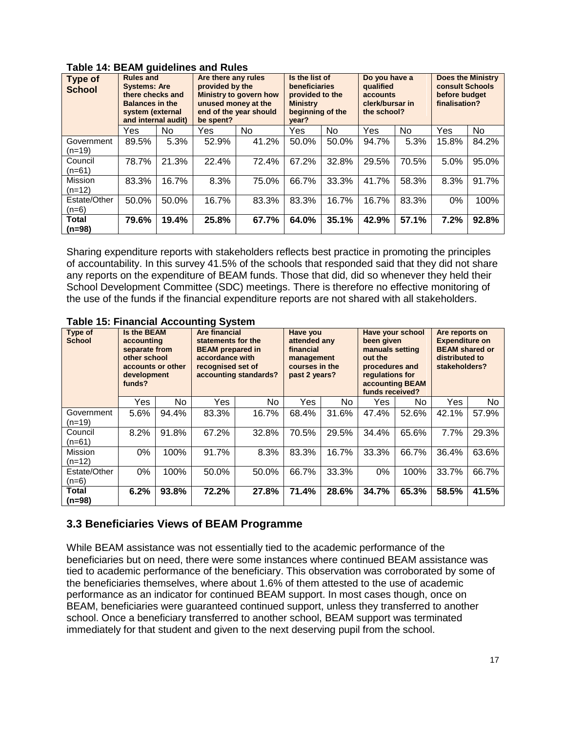**Table 14: BEAM guidelines and Rules**

| Type of School | Rules and Systems: Are there checks and Balances in the system (external and internal audit) | | Are there any rules provided by the Ministry to govern how unused money at the end of the year should be spent? | | Is the list of beneficiaries provided to the Ministry beginning of the year? | | Do you have a qualified accounts clerk/bursar in the school? | | Does the Ministry consult Schools before budget finalisation? | |
|---|---|---|---|---|---|---|---|---|---|---|
| | Yes | No | Yes | No | Yes | No | Yes | No | Yes | No |
| Government (n=19) | 89.5% | 5.3% | 52.9% | 41.2% | 50.0% | 50.0% | 94.7% | 5.3% | 15.8% | 84.2% |
| Council (n=61) | 78.7% | 21.3% | 22.4% | 72.4% | 67.2% | 32.8% | 29.5% | 70.5% | 5.0% | 95.0% |
| Mission (n=12) | 83.3% | 16.7% | 8.3% | 75.0% | 66.7% | 33.3% | 41.7% | 58.3% | 8.3% | 91.7% |
| Estate/Other (n=6) | 50.0% | 50.0% | 16.7% | 83.3% | 83.3% | 16.7% | 16.7% | 83.3% | 0% | 100% |
| **Total (n=98)** | **79.6%** | **19.4%** | **25.8%** | **67.7%** | **64.0%** | **35.1%** | **42.9%** | **57.1%** | **7.2%** | **92.8%** |

Sharing expenditure reports with stakeholders reflects best practice in promoting the principles of accountability. In this survey 41.5% of the schools that responded said that they did not share any reports on the expenditure of BEAM funds. Those that did, did so whenever they held their School Development Committee (SDC) meetings. There is therefore no effective monitoring of the use of the funds if the financial expenditure reports are not shared with all stakeholders.

**Table 15: Financial Accounting System**

| Type of School | Is the BEAM accounting separate from other school accounts or other development funds? | | Are financial statements for the BEAM prepared in accordance with recognised set of accounting standards? | | Have you attended any financial management courses in the past 2 years? | | Have your school been given manuals setting out the procedures and regulations for accounting BEAM funds received? | | Are reports on Expenditure on BEAM shared or distributed to stakeholders? | |
|---|---|---|---|---|---|---|---|---|---|---|
| | Yes | No | Yes | No | Yes | No | Yes | No | Yes | No |
| Government (n=19) | 5.6% | 94.4% | 83.3% | 16.7% | 68.4% | 31.6% | 47.4% | 52.6% | 42.1% | 57.9% |
| Council (n=61) | 8.2% | 91.8% | 67.2% | 32.8% | 70.5% | 29.5% | 34.4% | 65.6% | 7.7% | 29.3% |
| Mission (n=12) | 0% | 100% | 91.7% | 8.3% | 83.3% | 16.7% | 33.3% | 66.7% | 36.4% | 63.6% |
| Estate/Other (n=6) | 0% | 100% | 50.0% | 50.0% | 66.7% | 33.3% | 0% | 100% | 33.7% | 66.7% |
| **Total (n=98)** | **6.2%** | **93.8%** | **72.2%** | **27.8%** | **71.4%** | **28.6%** | **34.7%** | **65.3%** | **58.5%** | **41.5%** |

## 3.3 Beneficiaries Views of BEAM Programme

While BEAM assistance was not essentially tied to the academic performance of the beneficiaries but on need, there were some instances where continued BEAM assistance was tied to academic performance of the beneficiary. This observation was corroborated by some of the beneficiaries themselves, where about 1.6% of them attested to the use of academic performance as an indicator for continued BEAM support. In most cases though, once on BEAM, beneficiaries were guaranteed continued support, unless they transferred to another school. Once a beneficiary transferred to another school, BEAM support was terminated immediately for that student and given to the next deserving pupil from the school.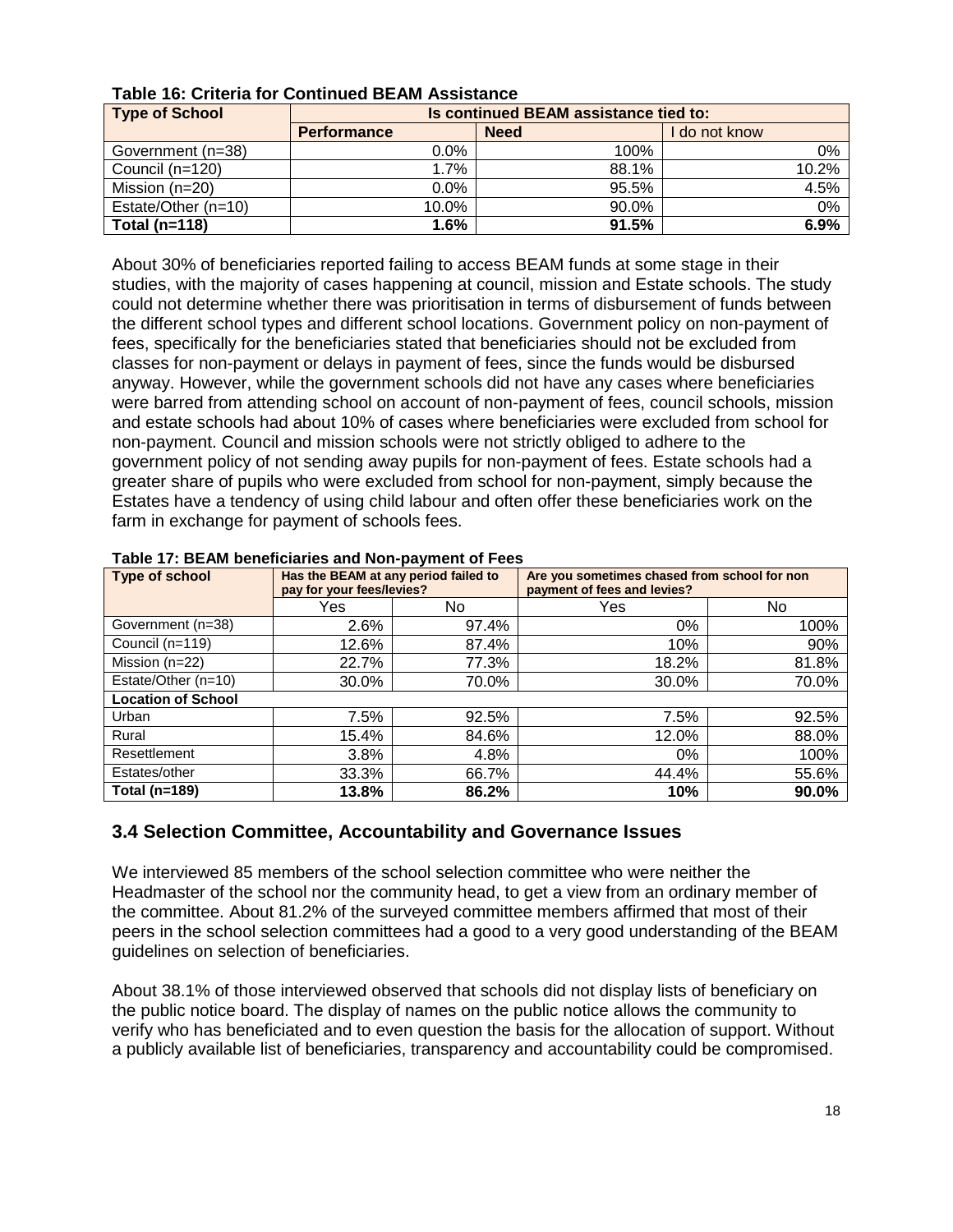**Table 16: Criteria for Continued BEAM Assistance**

| Type of School | Is continued BEAM assistance tied to: | | |
|---|---|---|---|
| | Performance | Need | I do not know |
| Government (n=38) | 0.0% | 100% | 0% |
| Council (n=120) | 1.7% | 88.1% | 10.2% |
| Mission (n=20) | 0.0% | 95.5% | 4.5% |
| Estate/Other (n=10) | 10.0% | 90.0% | 0% |
| **Total (n=118)** | **1.6%** | **91.5%** | **6.9%** |

About 30% of beneficiaries reported failing to access BEAM funds at some stage in their studies, with the majority of cases happening at council, mission and Estate schools. The study could not determine whether there was prioritisation in terms of disbursement of funds between the different school types and different school locations. Government policy on non-payment of fees, specifically for the beneficiaries stated that beneficiaries should not be excluded from classes for non-payment or delays in payment of fees, since the funds would be disbursed anyway. However, while the government schools did not have any cases where beneficiaries were barred from attending school on account of non-payment of fees, council schools, mission and estate schools had about 10% of cases where beneficiaries were excluded from school for non-payment. Council and mission schools were not strictly obliged to adhere to the government policy of not sending away pupils for non-payment of fees. Estate schools had a greater share of pupils who were excluded from school for non-payment, simply because the Estates have a tendency of using child labour and often offer these beneficiaries work on the farm in exchange for payment of schools fees.

**Table 17: BEAM beneficiaries and Non-payment of Fees**

| Type of school | Has the BEAM at any period failed to pay for your fees/levies? | | Are you sometimes chased from school for non payment of fees and levies? | |
|---|---|---|---|---|
| | Yes | No | Yes | No |
| Government (n=38) | 2.6% | 97.4% | 0% | 100% |
| Council (n=119) | 12.6% | 87.4% | 10% | 90% |
| Mission (n=22) | 22.7% | 77.3% | 18.2% | 81.8% |
| Estate/Other (n=10) | 30.0% | 70.0% | 30.0% | 70.0% |
| **Location of School** | | | | |
| Urban | 7.5% | 92.5% | 7.5% | 92.5% |
| Rural | 15.4% | 84.6% | 12.0% | 88.0% |
| Resettlement | 3.8% | 4.8% | 0% | 100% |
| Estates/other | 33.3% | 66.7% | 44.4% | 55.6% |
| **Total (n=189)** | **13.8%** | **86.2%** | **10%** | **90.0%** |

## 3.4 Selection Committee, Accountability and Governance Issues

We interviewed 85 members of the school selection committee who were neither the Headmaster of the school nor the community head, to get a view from an ordinary member of the committee. About 81.2% of the surveyed committee members affirmed that most of their peers in the school selection committees had a good to a very good understanding of the BEAM guidelines on selection of beneficiaries.

About 38.1% of those interviewed observed that schools did not display lists of beneficiary on the public notice board. The display of names on the public notice allows the community to verify who has beneficiated and to even question the basis for the allocation of support. Without a publicly available list of beneficiaries, transparency and accountability could be compromised.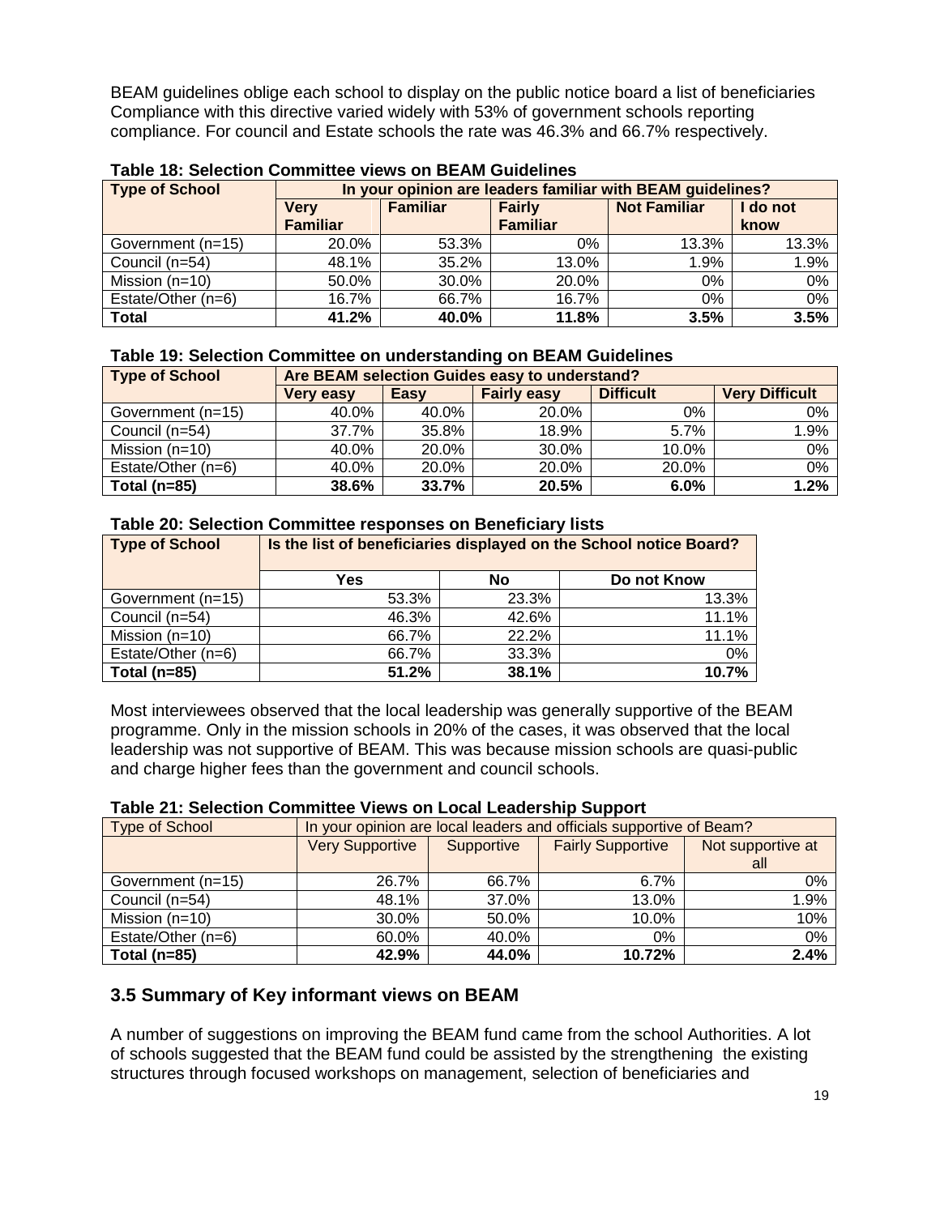BEAM guidelines oblige each school to display on the public notice board a list of beneficiaries Compliance with this directive varied widely with 53% of government schools reporting compliance. For council and Estate schools the rate was 46.3% and 66.7% respectively.

**Table 18: Selection Committee views on BEAM Guidelines**

| Type of School | In your opinion are leaders familiar with BEAM guidelines? | | | | |
|---|---|---|---|---|---|
| | Very Familiar | Familiar | Fairly Familiar | Not Familiar | I do not know |
| Government (n=15) | 20.0% | 53.3% | 0% | 13.3% | 13.3% |
| Council (n=54) | 48.1% | 35.2% | 13.0% | 1.9% | 1.9% |
| Mission (n=10) | 50.0% | 30.0% | 20.0% | 0% | 0% |
| Estate/Other (n=6) | 16.7% | 66.7% | 16.7% | 0% | 0% |
| **Total** | **41.2%** | **40.0%** | **11.8%** | **3.5%** | **3.5%** |

**Table 19: Selection Committee on understanding on BEAM Guidelines**

| Type of School | Are BEAM selection Guides easy to understand? | | | | |
|---|---|---|---|---|---|
| | Very easy | Easy | Fairly easy | Difficult | Very Difficult |
| Government (n=15) | 40.0% | 40.0% | 20.0% | 0% | 0% |
| Council (n=54) | 37.7% | 35.8% | 18.9% | 5.7% | 1.9% |
| Mission (n=10) | 40.0% | 20.0% | 30.0% | 10.0% | 0% |
| Estate/Other (n=6) | 40.0% | 20.0% | 20.0% | 20.0% | 0% |
| **Total (n=85)** | **38.6%** | **33.7%** | **20.5%** | **6.0%** | **1.2%** |

**Table 20: Selection Committee responses on Beneficiary lists**

| Type of School | Is the list of beneficiaries displayed on the School notice Board? | | |
|---|---|---|---|
| | Yes | No | Do not Know |
| Government (n=15) | 53.3% | 23.3% | 13.3% |
| Council (n=54) | 46.3% | 42.6% | 11.1% |
| Mission (n=10) | 66.7% | 22.2% | 11.1% |
| Estate/Other (n=6) | 66.7% | 33.3% | 0% |
| **Total (n=85)** | **51.2%** | **38.1%** | **10.7%** |

Most interviewees observed that the local leadership was generally supportive of the BEAM programme. Only in the mission schools in 20% of the cases, it was observed that the local leadership was not supportive of BEAM. This was because mission schools are quasi-public and charge higher fees than the government and council schools.

**Table 21: Selection Committee Views on Local Leadership Support**

| Type of School | In your opinion are local leaders and officials supportive of Beam? | | | |
|---|---|---|---|---|
| | Very Supportive | Supportive | Fairly Supportive | Not supportive at all |
| Government (n=15) | 26.7% | 66.7% | 6.7% | 0% |
| Council (n=54) | 48.1% | 37.0% | 13.0% | 1.9% |
| Mission (n=10) | 30.0% | 50.0% | 10.0% | 10% |
| Estate/Other (n=6) | 60.0% | 40.0% | 0% | 0% |
| **Total (n=85)** | **42.9%** | **44.0%** | **10.72%** | **2.4%** |

## 3.5 Summary of Key informant views on BEAM

A number of suggestions on improving the BEAM fund came from the school Authorities. A lot of schools suggested that the BEAM fund could be assisted by the strengthening the existing structures through focused workshops on management, selection of beneficiaries and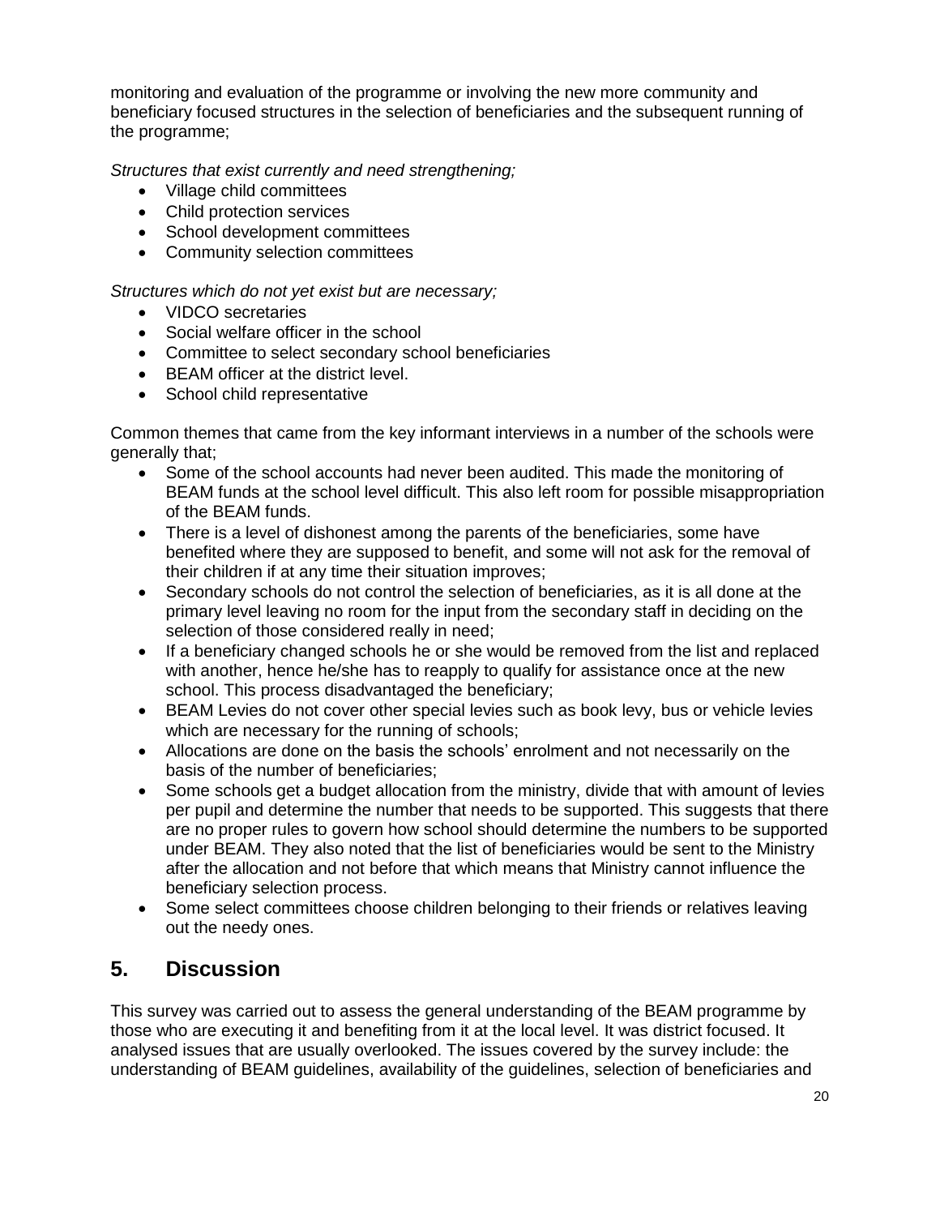monitoring and evaluation of the programme or involving the new more community and beneficiary focused structures in the selection of beneficiaries and the subsequent running of the programme;

*Structures that exist currently and need strengthening;*

- Village child committees
- Child protection services
- School development committees
- Community selection committees

*Structures which do not yet exist but are necessary;*

- VIDCO secretaries
- Social welfare officer in the school
- Committee to select secondary school beneficiaries
- BEAM officer at the district level.
- School child representative

Common themes that came from the key informant interviews in a number of the schools were generally that;

- Some of the school accounts had never been audited. This made the monitoring of BEAM funds at the school level difficult. This also left room for possible misappropriation of the BEAM funds.
- There is a level of dishonest among the parents of the beneficiaries, some have benefited where they are supposed to benefit, and some will not ask for the removal of their children if at any time their situation improves;
- Secondary schools do not control the selection of beneficiaries, as it is all done at the primary level leaving no room for the input from the secondary staff in deciding on the selection of those considered really in need;
- If a beneficiary changed schools he or she would be removed from the list and replaced with another, hence he/she has to reapply to qualify for assistance once at the new school. This process disadvantaged the beneficiary;
- BEAM Levies do not cover other special levies such as book levy, bus or vehicle levies which are necessary for the running of schools;
- Allocations are done on the basis the schools' enrolment and not necessarily on the basis of the number of beneficiaries;
- Some schools get a budget allocation from the ministry, divide that with amount of levies per pupil and determine the number that needs to be supported. This suggests that there are no proper rules to govern how school should determine the numbers to be supported under BEAM. They also noted that the list of beneficiaries would be sent to the Ministry after the allocation and not before that which means that Ministry cannot influence the beneficiary selection process.
- Some select committees choose children belonging to their friends or relatives leaving out the needy ones.

## 5. Discussion

This survey was carried out to assess the general understanding of the BEAM programme by those who are executing it and benefiting from it at the local level. It was district focused. It analysed issues that are usually overlooked. The issues covered by the survey include: the understanding of BEAM guidelines, availability of the guidelines, selection of beneficiaries and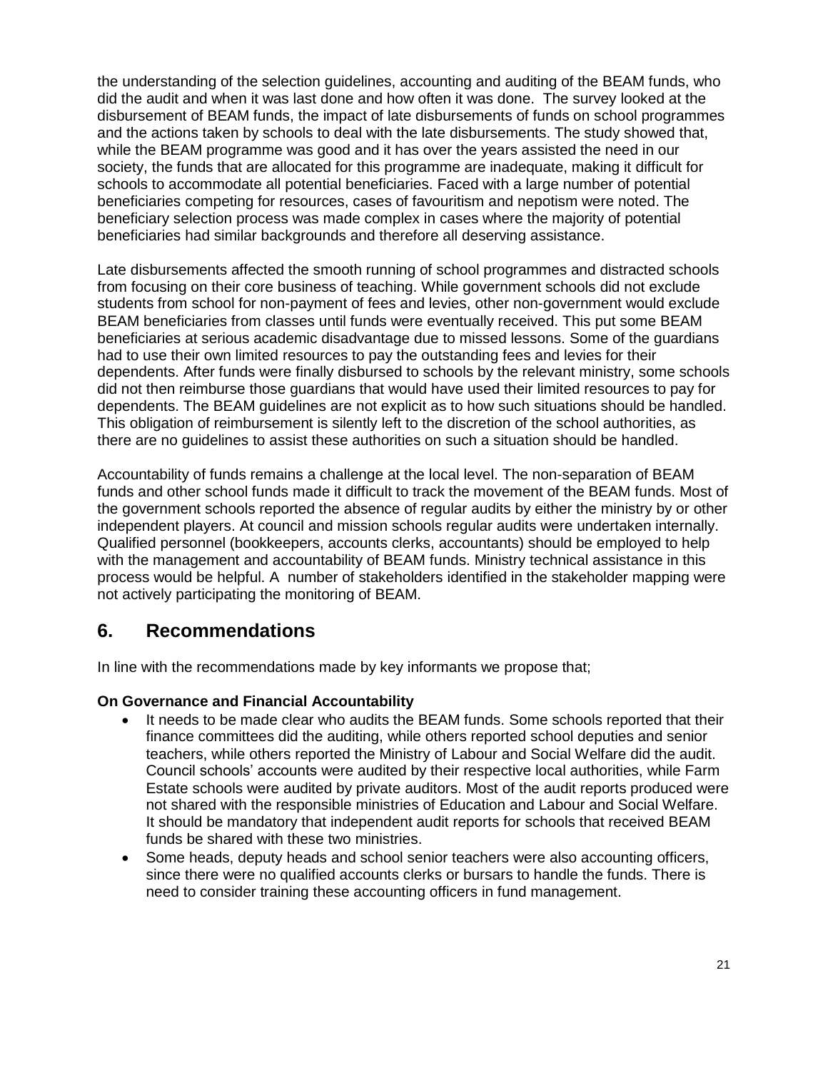the understanding of the selection guidelines, accounting and auditing of the BEAM funds, who did the audit and when it was last done and how often it was done. The survey looked at the disbursement of BEAM funds, the impact of late disbursements of funds on school programmes and the actions taken by schools to deal with the late disbursements. The study showed that, while the BEAM programme was good and it has over the years assisted the need in our society, the funds that are allocated for this programme are inadequate, making it difficult for schools to accommodate all potential beneficiaries. Faced with a large number of potential beneficiaries competing for resources, cases of favouritism and nepotism were noted. The beneficiary selection process was made complex in cases where the majority of potential beneficiaries had similar backgrounds and therefore all deserving assistance.

Late disbursements affected the smooth running of school programmes and distracted schools from focusing on their core business of teaching. While government schools did not exclude students from school for non-payment of fees and levies, other non-government would exclude BEAM beneficiaries from classes until funds were eventually received. This put some BEAM beneficiaries at serious academic disadvantage due to missed lessons. Some of the guardians had to use their own limited resources to pay the outstanding fees and levies for their dependents. After funds were finally disbursed to schools by the relevant ministry, some schools did not then reimburse those guardians that would have used their limited resources to pay for dependents. The BEAM guidelines are not explicit as to how such situations should be handled. This obligation of reimbursement is silently left to the discretion of the school authorities, as there are no guidelines to assist these authorities on such a situation should be handled.

Accountability of funds remains a challenge at the local level. The non-separation of BEAM funds and other school funds made it difficult to track the movement of the BEAM funds. Most of the government schools reported the absence of regular audits by either the ministry by or other independent players. At council and mission schools regular audits were undertaken internally. Qualified personnel (bookkeepers, accounts clerks, accountants) should be employed to help with the management and accountability of BEAM funds. Ministry technical assistance in this process would be helpful. A number of stakeholders identified in the stakeholder mapping were not actively participating the monitoring of BEAM.

## 6. Recommendations

In line with the recommendations made by key informants we propose that;

**On Governance and Financial Accountability**

- It needs to be made clear who audits the BEAM funds. Some schools reported that their finance committees did the auditing, while others reported school deputies and senior teachers, while others reported the Ministry of Labour and Social Welfare did the audit. Council schools' accounts were audited by their respective local authorities, while Farm Estate schools were audited by private auditors. Most of the audit reports produced were not shared with the responsible ministries of Education and Labour and Social Welfare. It should be mandatory that independent audit reports for schools that received BEAM funds be shared with these two ministries.
- Some heads, deputy heads and school senior teachers were also accounting officers, since there were no qualified accounts clerks or bursars to handle the funds. There is need to consider training these accounting officers in fund management.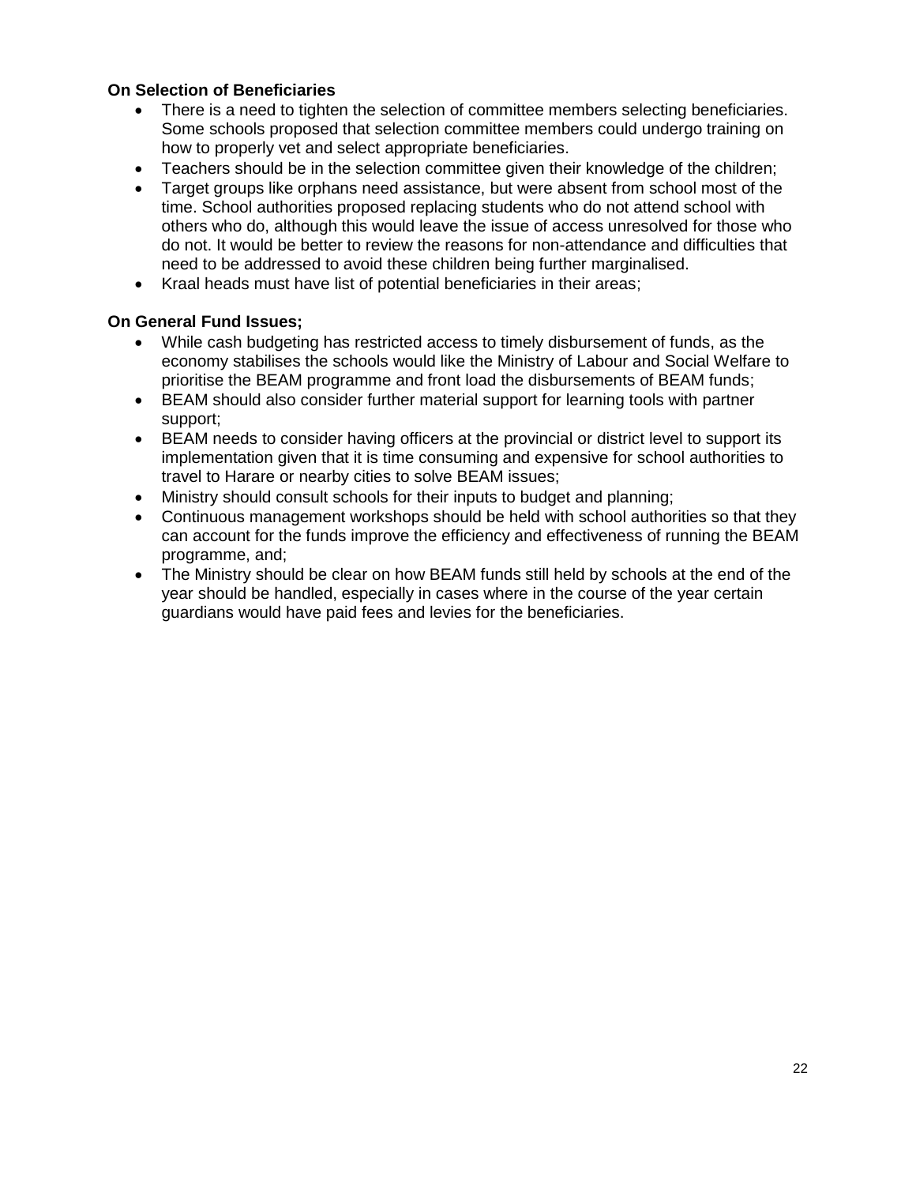**On Selection of Beneficiaries**

- There is a need to tighten the selection of committee members selecting beneficiaries. Some schools proposed that selection committee members could undergo training on how to properly vet and select appropriate beneficiaries.
- Teachers should be in the selection committee given their knowledge of the children;
- Target groups like orphans need assistance, but were absent from school most of the time. School authorities proposed replacing students who do not attend school with others who do, although this would leave the issue of access unresolved for those who do not. It would be better to review the reasons for non-attendance and difficulties that need to be addressed to avoid these children being further marginalised.
- Kraal heads must have list of potential beneficiaries in their areas;

**On General Fund Issues;**

- While cash budgeting has restricted access to timely disbursement of funds, as the economy stabilises the schools would like the Ministry of Labour and Social Welfare to prioritise the BEAM programme and front load the disbursements of BEAM funds;
- BEAM should also consider further material support for learning tools with partner support;
- BEAM needs to consider having officers at the provincial or district level to support its implementation given that it is time consuming and expensive for school authorities to travel to Harare or nearby cities to solve BEAM issues;
- Ministry should consult schools for their inputs to budget and planning;
- Continuous management workshops should be held with school authorities so that they can account for the funds improve the efficiency and effectiveness of running the BEAM programme, and;
- The Ministry should be clear on how BEAM funds still held by schools at the end of the year should be handled, especially in cases where in the course of the year certain guardians would have paid fees and levies for the beneficiaries.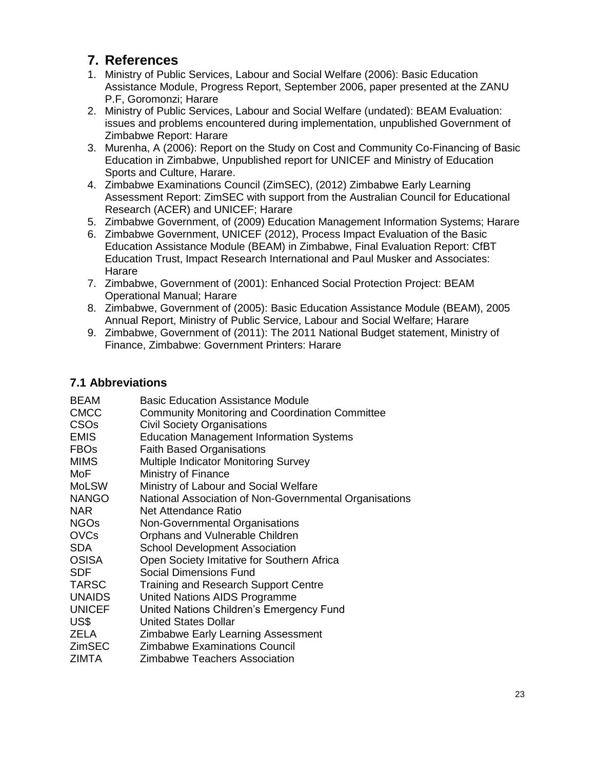## 7. References

1. Ministry of Public Services, Labour and Social Welfare (2006): Basic Education Assistance Module, Progress Report, September 2006, paper presented at the ZANU P.F, Goromonzi; Harare
2. Ministry of Public Services, Labour and Social Welfare (undated): BEAM Evaluation: issues and problems encountered during implementation, unpublished Government of Zimbabwe Report: Harare
3. Murenha, A (2006): Report on the Study on Cost and Community Co-Financing of Basic Education in Zimbabwe, Unpublished report for UNICEF and Ministry of Education Sports and Culture, Harare.
4. Zimbabwe Examinations Council (ZimSEC), (2012) Zimbabwe Early Learning Assessment Report: ZimSEC with support from the Australian Council for Educational Research (ACER) and UNICEF; Harare
5. Zimbabwe Government, of (2009) Education Management Information Systems; Harare
6. Zimbabwe Government, UNICEF (2012), Process Impact Evaluation of the Basic Education Assistance Module (BEAM) in Zimbabwe, Final Evaluation Report: CfBT Education Trust, Impact Research International and Paul Musker and Associates: Harare
7. Zimbabwe, Government of (2001): Enhanced Social Protection Project: BEAM Operational Manual; Harare
8. Zimbabwe, Government of (2005): Basic Education Assistance Module (BEAM), 2005 Annual Report, Ministry of Public Service, Labour and Social Welfare; Harare
9. Zimbabwe, Government of (2011): The 2011 National Budget statement, Ministry of Finance, Zimbabwe: Government Printers: Harare

### 7.1 Abbreviations

| | |
|---|---|
| BEAM | Basic Education Assistance Module |
| CMCC | Community Monitoring and Coordination Committee |
| CSOs | Civil Society Organisations |
| EMIS | Education Management Information Systems |
| FBOs | Faith Based Organisations |
| MIMS | Multiple Indicator Monitoring Survey |
| MoF | Ministry of Finance |
| MoLSW | Ministry of Labour and Social Welfare |
| NANGO | National Association of Non-Governmental Organisations |
| NAR | Net Attendance Ratio |
| NGOs | Non-Governmental Organisations |
| OVCs | Orphans and Vulnerable Children |
| SDA | School Development Association |
| OSISA | Open Society Imitative for Southern Africa |
| SDF | Social Dimensions Fund |
| TARSC | Training and Research Support Centre |
| UNAIDS | United Nations AIDS Programme |
| UNICEF | United Nations Children's Emergency Fund |
| US$ | United States Dollar |
| ZELA | Zimbabwe Early Learning Assessment |
| ZimSEC | Zimbabwe Examinations Council |
| ZIMTA | Zimbabwe Teachers Association |